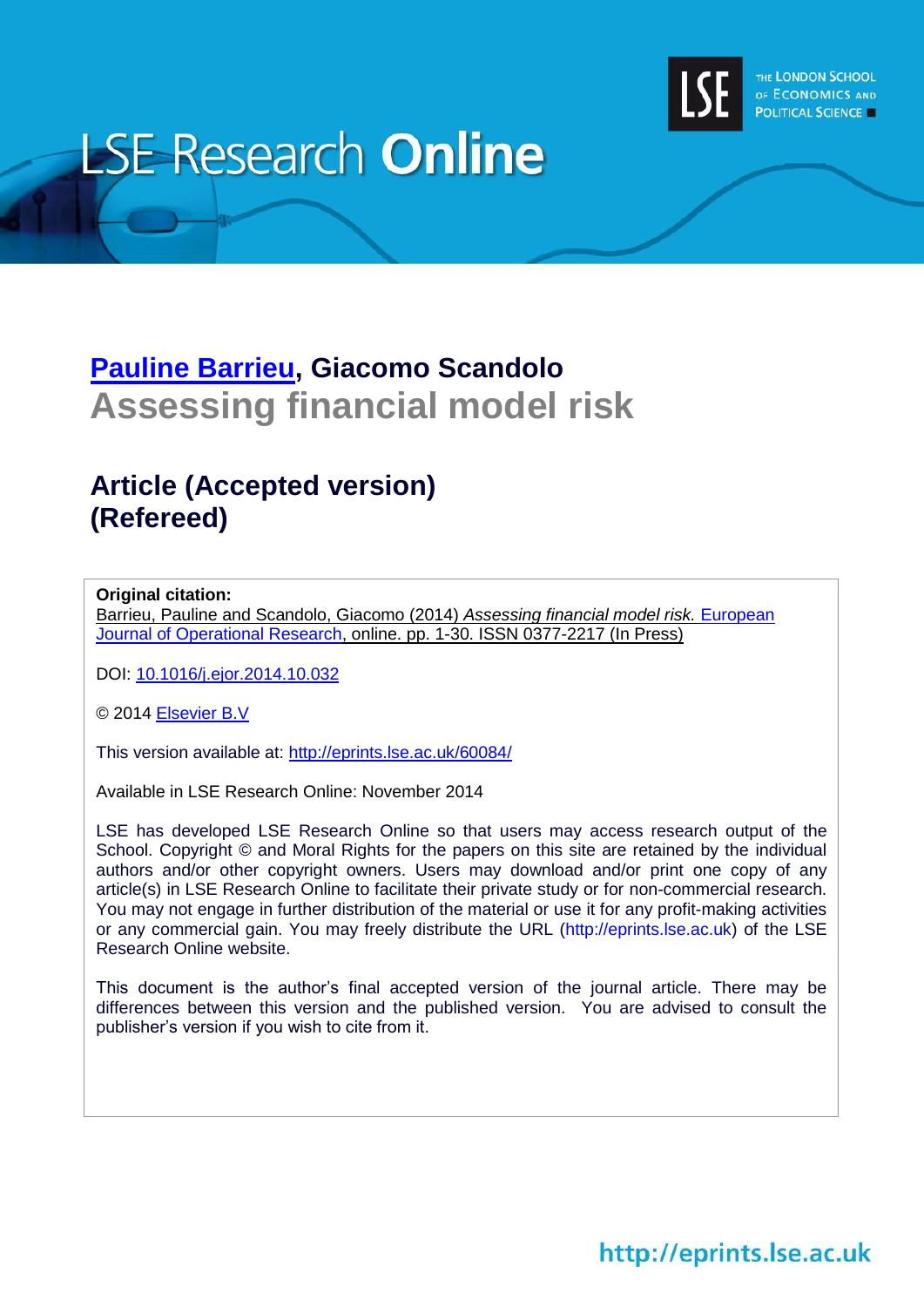LSE Research **Online**

THE LONDON SCHOOL OF ECONOMICS AND POLITICAL SCIENCE

## [Pauline Barrieu](), Giacomo Scandolo

# Assessing financial model risk

## Article (Accepted version) (Refereed)

**Original citation:**

Barrieu, Pauline and Scandolo, Giacomo (2014) *Assessing financial model risk.* European Journal of Operational Research, online. pp. 1-30. ISSN 0377-2217 (In Press)

DOI: 10.1016/j.ejor.2014.10.032

© 2014 Elsevier B.V

This version available at: http://eprints.lse.ac.uk/60084/

Available in LSE Research Online: November 2014

LSE has developed LSE Research Online so that users may access research output of the School. Copyright © and Moral Rights for the papers on this site are retained by the individual authors and/or other copyright owners. Users may download and/or print one copy of any article(s) in LSE Research Online to facilitate their private study or for non-commercial research. You may not engage in further distribution of the material or use it for any profit-making activities or any commercial gain. You may freely distribute the URL (http://eprints.lse.ac.uk) of the LSE Research Online website.

This document is the author's final accepted version of the journal article. There may be differences between this version and the published version. You are advised to consult the publisher's version if you wish to cite from it.

http://eprints.lse.ac.uk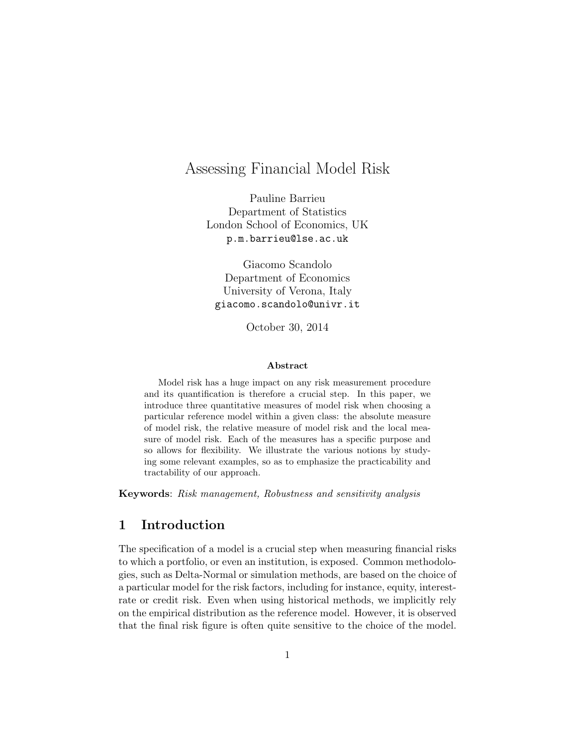# Assessing Financial Model Risk

Pauline Barrieu
Department of Statistics
London School of Economics, UK
p.m.barrieu@lse.ac.uk

Giacomo Scandolo
Department of Economics
University of Verona, Italy
giacomo.scandolo@univr.it

October 30, 2014

**Abstract**

Model risk has a huge impact on any risk measurement procedure and its quantification is therefore a crucial step. In this paper, we introduce three quantitative measures of model risk when choosing a particular reference model within a given class: the absolute measure of model risk, the relative measure of model risk and the local measure of model risk. Each of the measures has a specific purpose and so allows for flexibility. We illustrate the various notions by studying some relevant examples, so as to emphasize the practicability and tractability of our approach.

**Keywords**: *Risk management, Robustness and sensitivity analysis*

## 1 Introduction

The specification of a model is a crucial step when measuring financial risks to which a portfolio, or even an institution, is exposed. Common methodologies, such as Delta-Normal or simulation methods, are based on the choice of a particular model for the risk factors, including for instance, equity, interest-rate or credit risk. Even when using historical methods, we implicitly rely on the empirical distribution as the reference model. However, it is observed that the final risk figure is often quite sensitive to the choice of the model.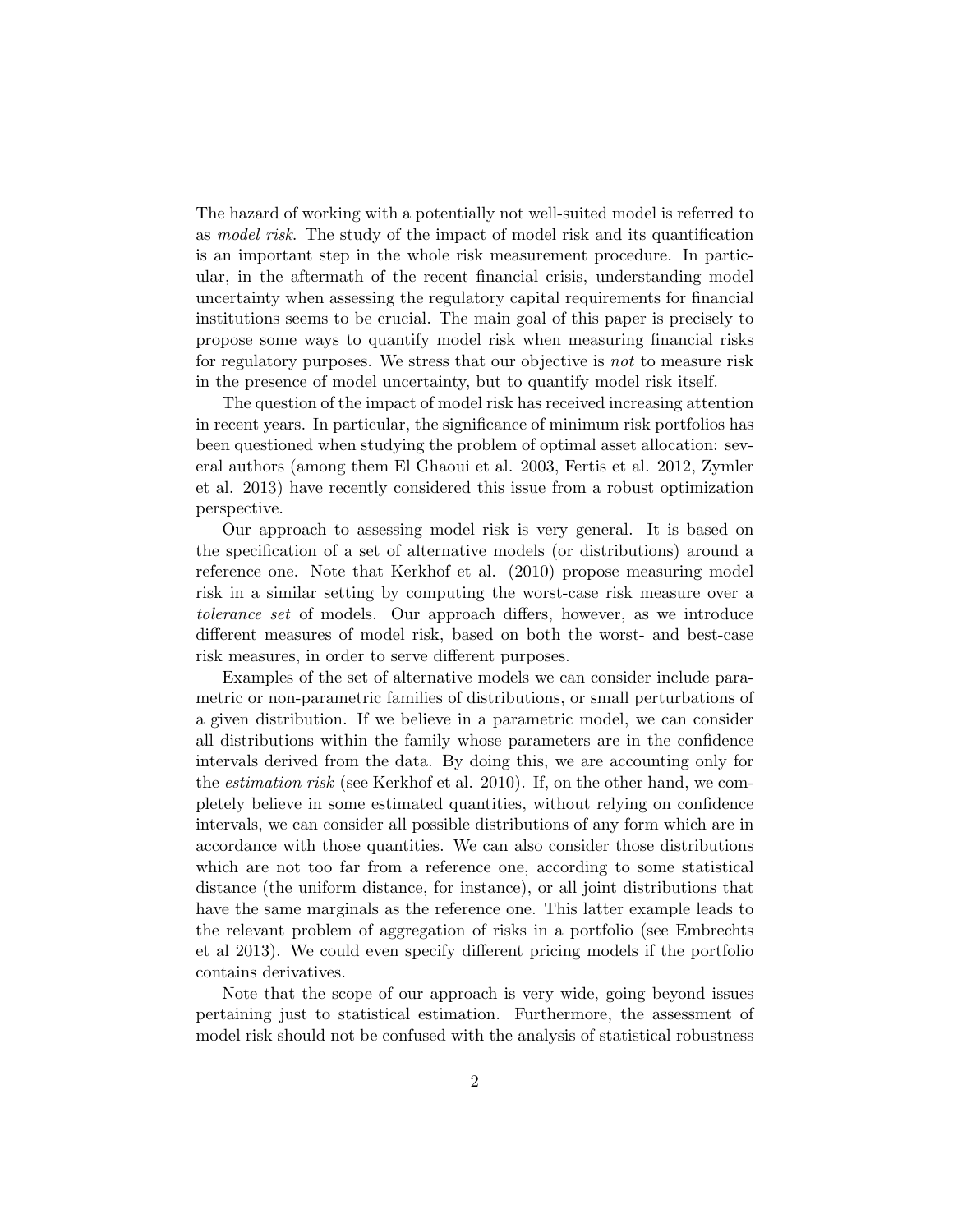The hazard of working with a potentially not well-suited model is referred to as *model risk*. The study of the impact of model risk and its quantification is an important step in the whole risk measurement procedure. In particular, in the aftermath of the recent financial crisis, understanding model uncertainty when assessing the regulatory capital requirements for financial institutions seems to be crucial. The main goal of this paper is precisely to propose some ways to quantify model risk when measuring financial risks for regulatory purposes. We stress that our objective is *not* to measure risk in the presence of model uncertainty, but to quantify model risk itself.

The question of the impact of model risk has received increasing attention in recent years. In particular, the significance of minimum risk portfolios has been questioned when studying the problem of optimal asset allocation: several authors (among them El Ghaoui et al. 2003, Fertis et al. 2012, Zymler et al. 2013) have recently considered this issue from a robust optimization perspective.

Our approach to assessing model risk is very general. It is based on the specification of a set of alternative models (or distributions) around a reference one. Note that Kerkhof et al. (2010) propose measuring model risk in a similar setting by computing the worst-case risk measure over a *tolerance set* of models. Our approach differs, however, as we introduce different measures of model risk, based on both the worst- and best-case risk measures, in order to serve different purposes.

Examples of the set of alternative models we can consider include parametric or non-parametric families of distributions, or small perturbations of a given distribution. If we believe in a parametric model, we can consider all distributions within the family whose parameters are in the confidence intervals derived from the data. By doing this, we are accounting only for the *estimation risk* (see Kerkhof et al. 2010). If, on the other hand, we completely believe in some estimated quantities, without relying on confidence intervals, we can consider all possible distributions of any form which are in accordance with those quantities. We can also consider those distributions which are not too far from a reference one, according to some statistical distance (the uniform distance, for instance), or all joint distributions that have the same marginals as the reference one. This latter example leads to the relevant problem of aggregation of risks in a portfolio (see Embrechts et al 2013). We could even specify different pricing models if the portfolio contains derivatives.

Note that the scope of our approach is very wide, going beyond issues pertaining just to statistical estimation. Furthermore, the assessment of model risk should not be confused with the analysis of statistical robustness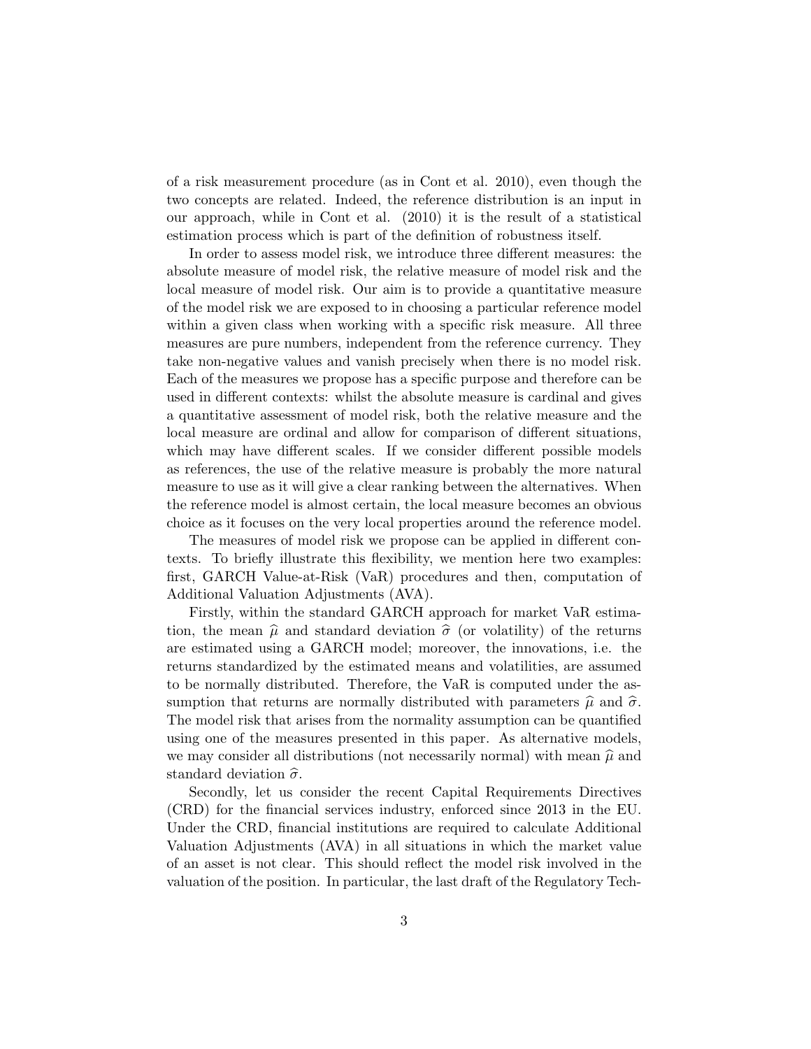of a risk measurement procedure (as in Cont et al. 2010), even though the two concepts are related. Indeed, the reference distribution is an input in our approach, while in Cont et al. (2010) it is the result of a statistical estimation process which is part of the definition of robustness itself.

In order to assess model risk, we introduce three different measures: the absolute measure of model risk, the relative measure of model risk and the local measure of model risk. Our aim is to provide a quantitative measure of the model risk we are exposed to in choosing a particular reference model within a given class when working with a specific risk measure. All three measures are pure numbers, independent from the reference currency. They take non-negative values and vanish precisely when there is no model risk. Each of the measures we propose has a specific purpose and therefore can be used in different contexts: whilst the absolute measure is cardinal and gives a quantitative assessment of model risk, both the relative measure and the local measure are ordinal and allow for comparison of different situations, which may have different scales. If we consider different possible models as references, the use of the relative measure is probably the more natural measure to use as it will give a clear ranking between the alternatives. When the reference model is almost certain, the local measure becomes an obvious choice as it focuses on the very local properties around the reference model.

The measures of model risk we propose can be applied in different contexts. To briefly illustrate this flexibility, we mention here two examples: first, GARCH Value-at-Risk (VaR) procedures and then, computation of Additional Valuation Adjustments (AVA).

Firstly, within the standard GARCH approach for market VaR estimation, the mean $\widehat{\mu}$ and standard deviation $\widehat{\sigma}$ (or volatility) of the returns are estimated using a GARCH model; moreover, the innovations, i.e. the returns standardized by the estimated means and volatilities, are assumed to be normally distributed. Therefore, the VaR is computed under the assumption that returns are normally distributed with parameters $\widehat{\mu}$ and $\widehat{\sigma}$. The model risk that arises from the normality assumption can be quantified using one of the measures presented in this paper. As alternative models, we may consider all distributions (not necessarily normal) with mean $\widehat{\mu}$ and standard deviation $\widehat{\sigma}$.

Secondly, let us consider the recent Capital Requirements Directives (CRD) for the financial services industry, enforced since 2013 in the EU. Under the CRD, financial institutions are required to calculate Additional Valuation Adjustments (AVA) in all situations in which the market value of an asset is not clear. This should reflect the model risk involved in the valuation of the position. In particular, the last draft of the Regulatory Tech-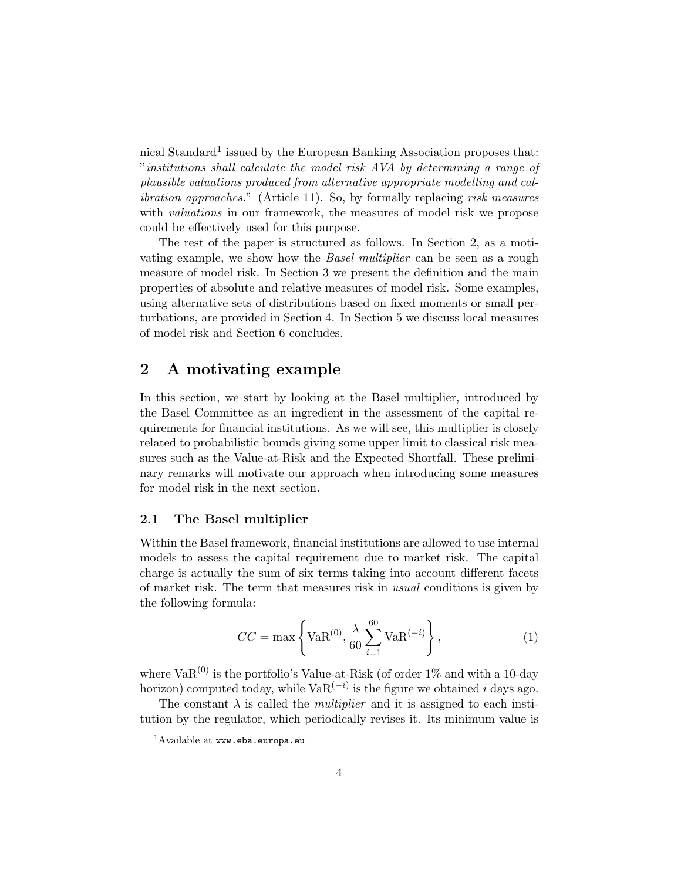nical Standard[1] issued by the European Banking Association proposes that: "*institutions shall calculate the model risk AVA by determining a range of plausible valuations produced from alternative appropriate modelling and calibration approaches.*" (Article 11). So, by formally replacing *risk measures* with *valuations* in our framework, the measures of model risk we propose could be effectively used for this purpose.

The rest of the paper is structured as follows. In Section 2, as a motivating example, we show how the *Basel multiplier* can be seen as a rough measure of model risk. In Section 3 we present the definition and the main properties of absolute and relative measures of model risk. Some examples, using alternative sets of distributions based on fixed moments or small perturbations, are provided in Section 4. In Section 5 we discuss local measures of model risk and Section 6 concludes.

## 2 A motivating example

In this section, we start by looking at the Basel multiplier, introduced by the Basel Committee as an ingredient in the assessment of the capital requirements for financial institutions. As we will see, this multiplier is closely related to probabilistic bounds giving some upper limit to classical risk measures such as the Value-at-Risk and the Expected Shortfall. These preliminary remarks will motivate our approach when introducing some measures for model risk in the next section.

### 2.1 The Basel multiplier

Within the Basel framework, financial institutions are allowed to use internal models to assess the capital requirement due to market risk. The capital charge is actually the sum of six terms taking into account different facets of market risk. The term that measures risk in *usual* conditions is given by the following formula:

$$CC = \max \left\{ \mathrm{VaR}^{(0)}, \frac{\lambda}{60} \sum_{i=1}^{60} \mathrm{VaR}^{(-i)} \right\}, \tag{1}$$

where $\mathrm{VaR}^{(0)}$ is the portfolio's Value-at-Risk (of order 1% and with a 10-day horizon) computed today, while $\mathrm{VaR}^{(-i)}$ is the figure we obtained $i$ days ago.

The constant $\lambda$ is called the *multiplier* and it is assigned to each institution by the regulator, which periodically revises it. Its minimum value is

[1] Available at www.eba.europa.eu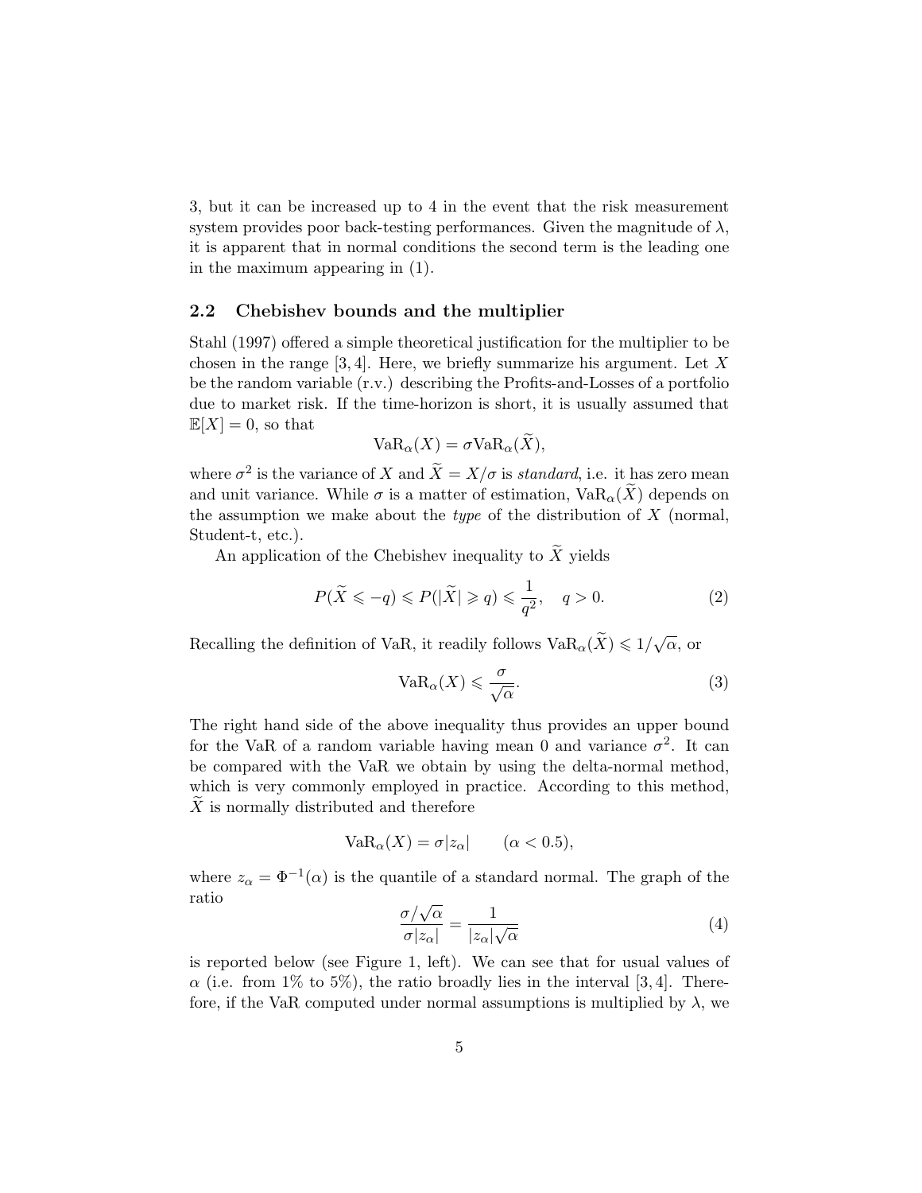3, but it can be increased up to 4 in the event that the risk measurement system provides poor back-testing performances. Given the magnitude of $\lambda$, it is apparent that in normal conditions the second term is the leading one in the maximum appearing in (1).

### 2.2 Chebishev bounds and the multiplier

Stahl (1997) offered a simple theoretical justification for the multiplier to be chosen in the range $[3, 4]$. Here, we briefly summarize his argument. Let $X$ be the random variable (r.v.) describing the Profits-and-Losses of a portfolio due to market risk. If the time-horizon is short, it is usually assumed that $\mathbb{E}[X] = 0$, so that

$$\mathrm{VaR}_\alpha(X) = \sigma \mathrm{VaR}_\alpha(\widetilde{X}),$$

where $\sigma^2$ is the variance of $X$ and $\widetilde{X} = X/\sigma$ is *standard*, i.e. it has zero mean and unit variance. While $\sigma$ is a matter of estimation, $\mathrm{VaR}_\alpha(\widetilde{X})$ depends on the assumption we make about the *type* of the distribution of $X$ (normal, Student-t, etc.).

An application of the Chebishev inequality to $\widetilde{X}$ yields

$$P(\widetilde{X} \leqslant -q) \leqslant P(|\widetilde{X}| \geqslant q) \leqslant \frac{1}{q^2}, \quad q > 0. \tag{2}$$

Recalling the definition of VaR, it readily follows $\mathrm{VaR}_\alpha(\widetilde{X}) \leqslant 1/\sqrt{\alpha}$, or

$$\mathrm{VaR}_\alpha(X) \leqslant \frac{\sigma}{\sqrt{\alpha}}. \tag{3}$$

The right hand side of the above inequality thus provides an upper bound for the VaR of a random variable having mean 0 and variance $\sigma^2$. It can be compared with the VaR we obtain by using the delta-normal method, which is very commonly employed in practice. According to this method, $\widetilde{X}$ is normally distributed and therefore

$$\mathrm{VaR}_\alpha(X) = \sigma |z_\alpha| \qquad (\alpha < 0.5),$$

where $z_\alpha = \Phi^{-1}(\alpha)$ is the quantile of a standard normal. The graph of the ratio

$$\frac{\sigma/\sqrt{\alpha}}{\sigma |z_\alpha|} = \frac{1}{|z_\alpha|\sqrt{\alpha}} \tag{4}$$

is reported below (see Figure 1, left). We can see that for usual values of $\alpha$ (i.e. from 1% to 5%), the ratio broadly lies in the interval $[3, 4]$. Therefore, if the VaR computed under normal assumptions is multiplied by $\lambda$, we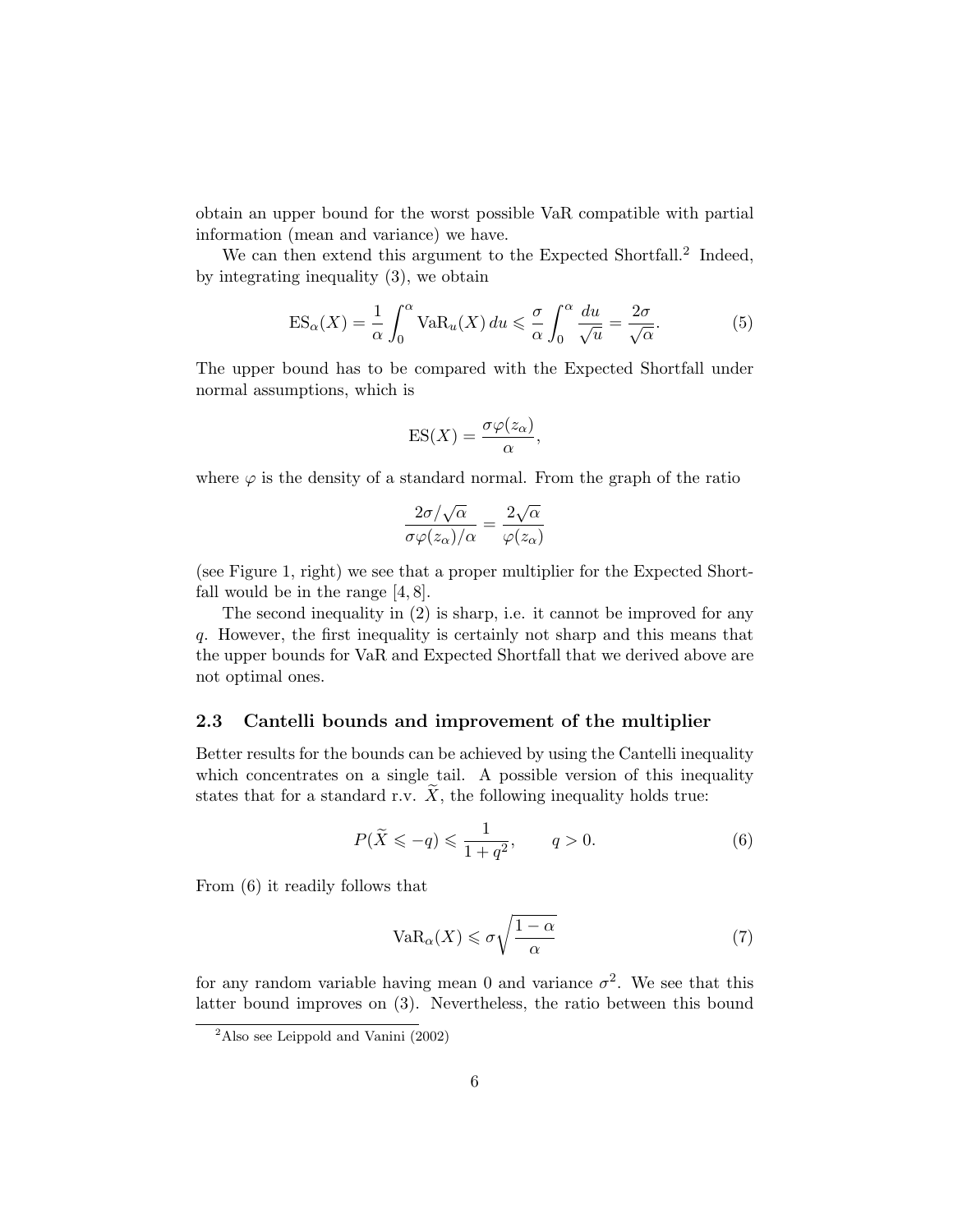obtain an upper bound for the worst possible VaR compatible with partial information (mean and variance) we have.

We can then extend this argument to the Expected Shortfall.[2] Indeed, by integrating inequality (3), we obtain

$$\mathrm{ES}_\alpha(X) = \frac{1}{\alpha}\int_0^\alpha \mathrm{VaR}_u(X)\,du \leqslant \frac{\sigma}{\alpha}\int_0^\alpha \frac{du}{\sqrt{u}} = \frac{2\sigma}{\sqrt{\alpha}}. \tag{5}$$

The upper bound has to be compared with the Expected Shortfall under normal assumptions, which is

$$\mathrm{ES}(X) = \frac{\sigma\varphi(z_\alpha)}{\alpha},$$

where $\varphi$ is the density of a standard normal. From the graph of the ratio

$$\frac{2\sigma/\sqrt{\alpha}}{\sigma\varphi(z_\alpha)/\alpha} = \frac{2\sqrt{\alpha}}{\varphi(z_\alpha)}$$

(see Figure 1, right) we see that a proper multiplier for the Expected Shortfall would be in the range $[4, 8]$.

The second inequality in (2) is sharp, i.e. it cannot be improved for any $q$. However, the first inequality is certainly not sharp and this means that the upper bounds for VaR and Expected Shortfall that we derived above are not optimal ones.

### 2.3 Cantelli bounds and improvement of the multiplier

Better results for the bounds can be achieved by using the Cantelli inequality which concentrates on a single tail. A possible version of this inequality states that for a standard r.v. $\widetilde{X}$, the following inequality holds true:

$$P(\widetilde{X} \leqslant -q) \leqslant \frac{1}{1+q^2}, \qquad q > 0. \tag{6}$$

From (6) it readily follows that

$$\mathrm{VaR}_\alpha(X) \leqslant \sigma\sqrt{\frac{1-\alpha}{\alpha}} \tag{7}$$

for any random variable having mean 0 and variance $\sigma^2$. We see that this latter bound improves on (3). Nevertheless, the ratio between this bound

[2] Also see Leippold and Vanini (2002)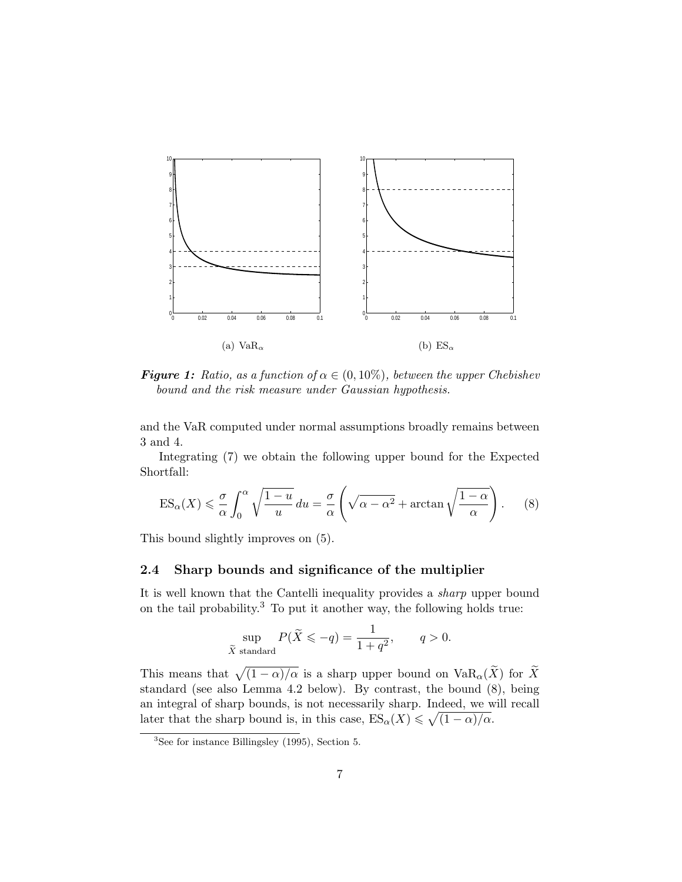(a) $\mathrm{VaR}_\alpha$

(b) $\mathrm{ES}_\alpha$

***Figure 1:*** *Ratio, as a function of $\alpha \in (0, 10\%)$, between the upper Chebishev bound and the risk measure under Gaussian hypothesis.*

and the VaR computed under normal assumptions broadly remains between 3 and 4.

Integrating (7) we obtain the following upper bound for the Expected Shortfall:

$$\mathrm{ES}_\alpha(X) \leqslant \frac{\sigma}{\alpha} \int_0^\alpha \sqrt{\frac{1-u}{u}}\, du = \frac{\sigma}{\alpha} \left( \sqrt{\alpha - \alpha^2} + \arctan \sqrt{\frac{1-\alpha}{\alpha}} \right). \tag{8}$$

This bound slightly improves on (5).

### 2.4 Sharp bounds and significance of the multiplier

It is well known that the Cantelli inequality provides a *sharp* upper bound on the tail probability.[3] To put it another way, the following holds true:

$$\sup_{\widetilde{X} \text{ standard}} P(\widetilde{X} \leqslant -q) = \frac{1}{1+q^2}, \qquad q > 0.$$

This means that $\sqrt{(1-\alpha)/\alpha}$ is a sharp upper bound on $\mathrm{VaR}_\alpha(\widetilde{X})$ for $\widetilde{X}$ standard (see also Lemma 4.2 below). By contrast, the bound (8), being an integral of sharp bounds, is not necessarily sharp. Indeed, we will recall later that the sharp bound is, in this case, $\mathrm{ES}_\alpha(X) \leqslant \sqrt{(1-\alpha)/\alpha}$.

[3] See for instance Billingsley (1995), Section 5.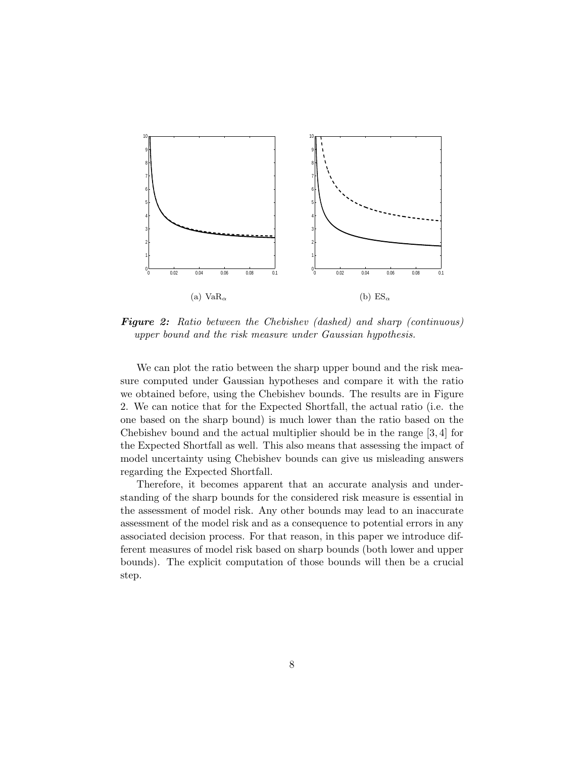(a) $\mathrm{VaR}_\alpha$

(b) $\mathrm{ES}_\alpha$

***Figure 2:*** *Ratio between the Chebishev (dashed) and sharp (continuous) upper bound and the risk measure under Gaussian hypothesis.*

We can plot the ratio between the sharp upper bound and the risk measure computed under Gaussian hypotheses and compare it with the ratio we obtained before, using the Chebishev bounds. The results are in Figure 2. We can notice that for the Expected Shortfall, the actual ratio (i.e. the one based on the sharp bound) is much lower than the ratio based on the Chebishev bound and the actual multiplier should be in the range $[3, 4]$ for the Expected Shortfall as well. This also means that assessing the impact of model uncertainty using Chebishev bounds can give us misleading answers regarding the Expected Shortfall.

Therefore, it becomes apparent that an accurate analysis and understanding of the sharp bounds for the considered risk measure is essential in the assessment of model risk. Any other bounds may lead to an inaccurate assessment of the model risk and as a consequence to potential errors in any associated decision process. For that reason, in this paper we introduce different measures of model risk based on sharp bounds (both lower and upper bounds). The explicit computation of those bounds will then be a crucial step.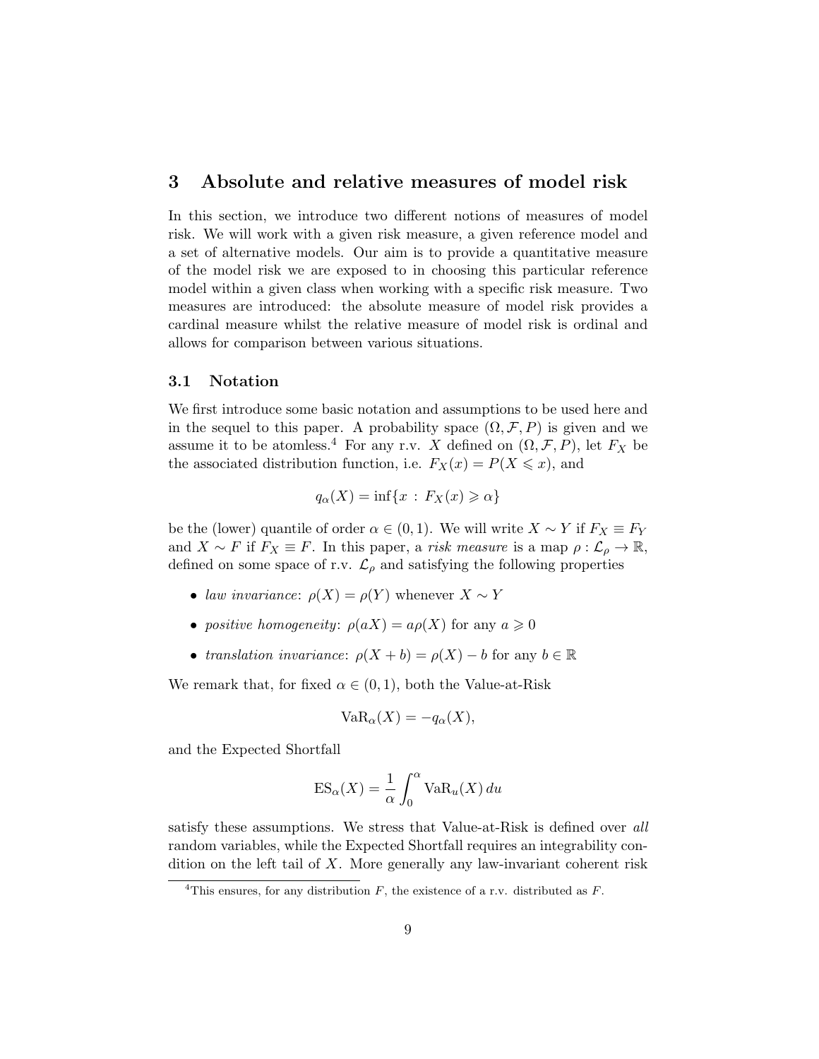## 3 Absolute and relative measures of model risk

In this section, we introduce two different notions of measures of model risk. We will work with a given risk measure, a given reference model and a set of alternative models. Our aim is to provide a quantitative measure of the model risk we are exposed to in choosing this particular reference model within a given class when working with a specific risk measure. Two measures are introduced: the absolute measure of model risk provides a cardinal measure whilst the relative measure of model risk is ordinal and allows for comparison between various situations.

### 3.1 Notation

We first introduce some basic notation and assumptions to be used here and in the sequel to this paper. A probability space $(\Omega, \mathcal{F}, P)$ is given and we assume it to be atomless.[4] For any r.v. $X$ defined on $(\Omega, \mathcal{F}, P)$, let $F_X$ be the associated distribution function, i.e. $F_X(x) = P(X \leqslant x)$, and

$$q_\alpha(X) = \inf\{x \, : \, F_X(x) \geqslant \alpha\}$$

be the (lower) quantile of order $\alpha \in (0, 1)$. We will write $X \sim Y$ if $F_X \equiv F_Y$ and $X \sim F$ if $F_X \equiv F$. In this paper, a *risk measure* is a map $\rho : \mathcal{L}_\rho \to \mathbb{R}$, defined on some space of r.v. $\mathcal{L}_\rho$ and satisfying the following properties

- *law invariance*: $\rho(X) = \rho(Y)$ whenever $X \sim Y$
- *positive homogeneity*: $\rho(aX) = a\rho(X)$ for any $a \geqslant 0$
- *translation invariance*: $\rho(X + b) = \rho(X) - b$ for any $b \in \mathbb{R}$

We remark that, for fixed $\alpha \in (0, 1)$, both the Value-at-Risk

$$\mathrm{VaR}_\alpha(X) = -q_\alpha(X),$$

and the Expected Shortfall

$$\mathrm{ES}_\alpha(X) = \frac{1}{\alpha} \int_0^\alpha \mathrm{VaR}_u(X) \, du$$

satisfy these assumptions. We stress that Value-at-Risk is defined over *all* random variables, while the Expected Shortfall requires an integrability condition on the left tail of $X$. More generally any law-invariant coherent risk

[4] This ensures, for any distribution $F$, the existence of a r.v. distributed as $F$.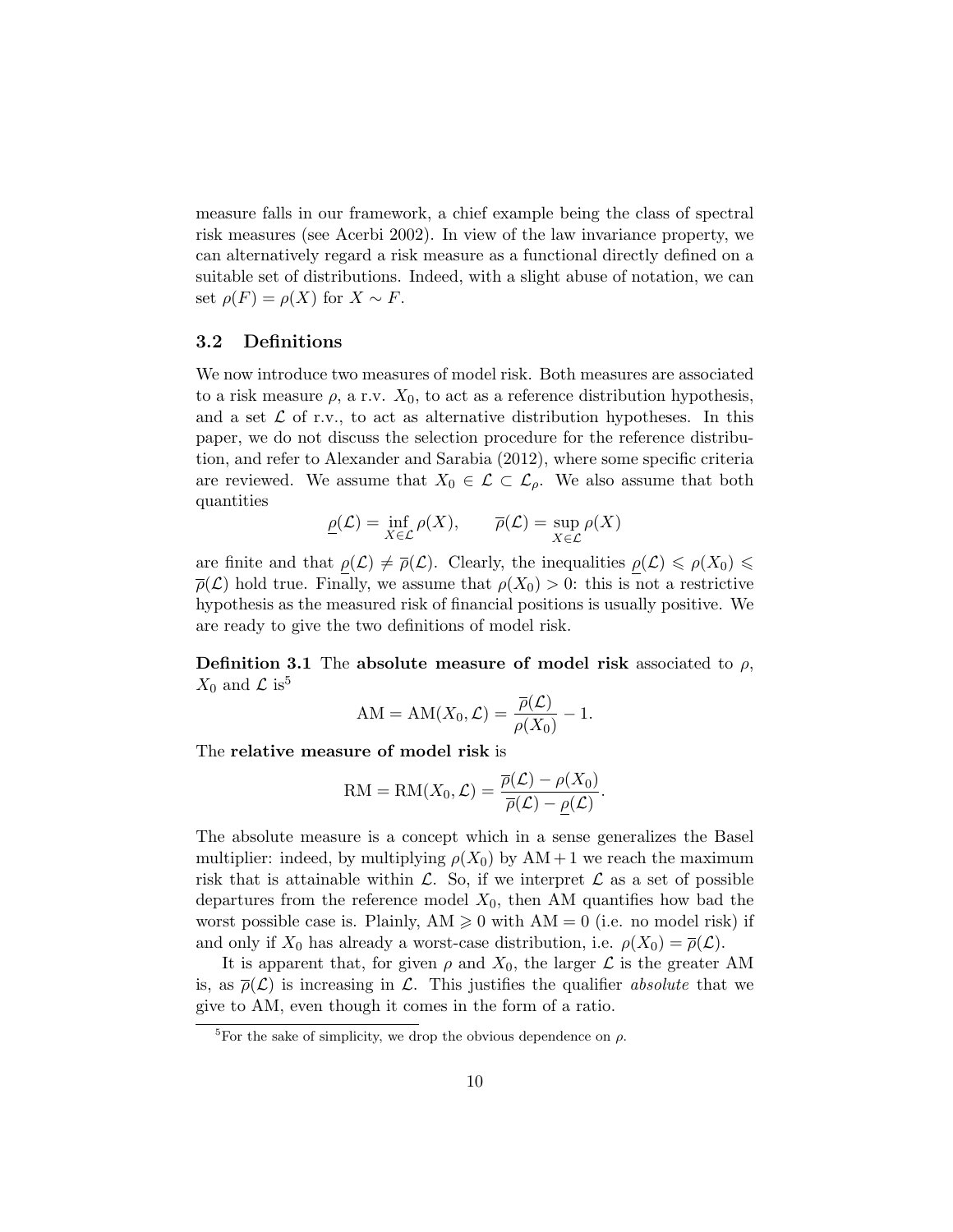measure falls in our framework, a chief example being the class of spectral risk measures (see Acerbi 2002). In view of the law invariance property, we can alternatively regard a risk measure as a functional directly defined on a suitable set of distributions. Indeed, with a slight abuse of notation, we can set $\rho(F) = \rho(X)$ for $X \sim F$.

### 3.2 Definitions

We now introduce two measures of model risk. Both measures are associated to a risk measure $\rho$, a r.v. $X_0$, to act as a reference distribution hypothesis, and a set $\mathcal{L}$ of r.v., to act as alternative distribution hypotheses. In this paper, we do not discuss the selection procedure for the reference distribution, and refer to Alexander and Sarabia (2012), where some specific criteria are reviewed. We assume that $X_0 \in \mathcal{L} \subset \mathcal{L}_\rho$. We also assume that both quantities

$$\underline{\rho}(\mathcal{L}) = \inf_{X \in \mathcal{L}} \rho(X), \qquad \overline{\rho}(\mathcal{L}) = \sup_{X \in \mathcal{L}} \rho(X)$$

are finite and that $\underline{\rho}(\mathcal{L}) \neq \overline{\rho}(\mathcal{L})$. Clearly, the inequalities $\underline{\rho}(\mathcal{L}) \leqslant \rho(X_0) \leqslant \overline{\rho}(\mathcal{L})$ hold true. Finally, we assume that $\rho(X_0) > 0$: this is not a restrictive hypothesis as the measured risk of financial positions is usually positive. We are ready to give the two definitions of model risk.

**Definition 3.1** The **absolute measure of model risk** associated to $\rho$, $X_0$ and $\mathcal{L}$ is[5]

$$\mathrm{AM} = \mathrm{AM}(X_0, \mathcal{L}) = \frac{\overline{\rho}(\mathcal{L})}{\rho(X_0)} - 1.$$

The **relative measure of model risk** is

$$\mathrm{RM} = \mathrm{RM}(X_0, \mathcal{L}) = \frac{\overline{\rho}(\mathcal{L}) - \rho(X_0)}{\overline{\rho}(\mathcal{L}) - \underline{\rho}(\mathcal{L})}.$$

The absolute measure is a concept which in a sense generalizes the Basel multiplier: indeed, by multiplying $\rho(X_0)$ by $\mathrm{AM} + 1$ we reach the maximum risk that is attainable within $\mathcal{L}$. So, if we interpret $\mathcal{L}$ as a set of possible departures from the reference model $X_0$, then AM quantifies how bad the worst possible case is. Plainly, $\mathrm{AM} \geqslant 0$ with $\mathrm{AM} = 0$ (i.e. no model risk) if and only if $X_0$ has already a worst-case distribution, i.e. $\rho(X_0) = \overline{\rho}(\mathcal{L})$.

It is apparent that, for given $\rho$ and $X_0$, the larger $\mathcal{L}$ is the greater AM is, as $\overline{\rho}(\mathcal{L})$ is increasing in $\mathcal{L}$. This justifies the qualifier *absolute* that we give to AM, even though it comes in the form of a ratio.

[5] For the sake of simplicity, we drop the obvious dependence on $\rho$.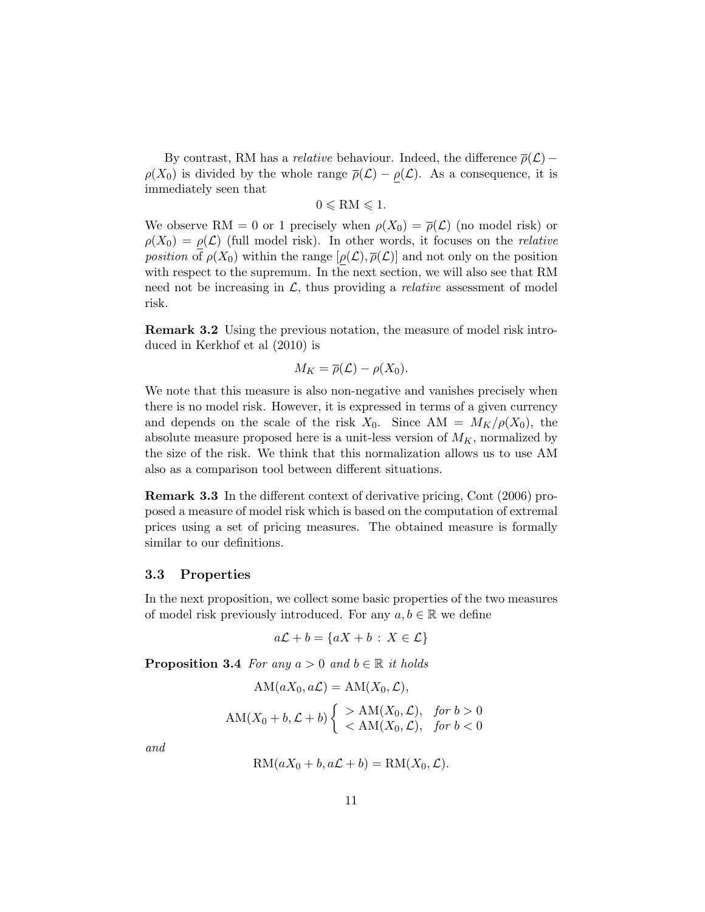By contrast, RM has a *relative* behaviour. Indeed, the difference $\overline{\rho}(\mathcal{L}) - \rho(X_0)$ is divided by the whole range $\overline{\rho}(\mathcal{L}) - \underline{\rho}(\mathcal{L})$. As a consequence, it is immediately seen that

$$0 \leqslant \mathrm{RM} \leqslant 1.$$

We observe RM = 0 or 1 precisely when $\rho(X_0) = \overline{\rho}(\mathcal{L})$ (no model risk) or $\rho(X_0) = \underline{\rho}(\mathcal{L})$ (full model risk). In other words, it focuses on the *relative position* of $\rho(X_0)$ within the range $[\underline{\rho}(\mathcal{L}), \overline{\rho}(\mathcal{L})]$ and not only on the position with respect to the supremum. In the next section, we will also see that RM need not be increasing in $\mathcal{L}$, thus providing a *relative* assessment of model risk.

**Remark 3.2** Using the previous notation, the measure of model risk introduced in Kerkhof et al (2010) is

$$M_K = \overline{\rho}(\mathcal{L}) - \rho(X_0).$$

We note that this measure is also non-negative and vanishes precisely when there is no model risk. However, it is expressed in terms of a given currency and depends on the scale of the risk $X_0$. Since $\mathrm{AM} = M_K/\rho(X_0)$, the absolute measure proposed here is a unit-less version of $M_K$, normalized by the size of the risk. We think that this normalization allows us to use AM also as a comparison tool between different situations.

**Remark 3.3** In the different context of derivative pricing, Cont (2006) proposed a measure of model risk which is based on the computation of extremal prices using a set of pricing measures. The obtained measure is formally similar to our definitions.

### 3.3 Properties

In the next proposition, we collect some basic properties of the two measures of model risk previously introduced. For any $a, b \in \mathbb{R}$ we define

$$a\mathcal{L} + b = \{aX + b \,:\, X \in \mathcal{L}\}$$

**Proposition 3.4** *For any $a > 0$ and $b \in \mathbb{R}$ it holds*

$$\mathrm{AM}(aX_0, a\mathcal{L}) = \mathrm{AM}(X_0, \mathcal{L}),$$

$$\mathrm{AM}(X_0 + b, \mathcal{L} + b) \begin{cases} > \mathrm{AM}(X_0, \mathcal{L}), & \text{for } b > 0 \\ < \mathrm{AM}(X_0, \mathcal{L}), & \text{for } b < 0 \end{cases}$$

*and*

$$\mathrm{RM}(aX_0 + b, a\mathcal{L} + b) = \mathrm{RM}(X_0, \mathcal{L}).$$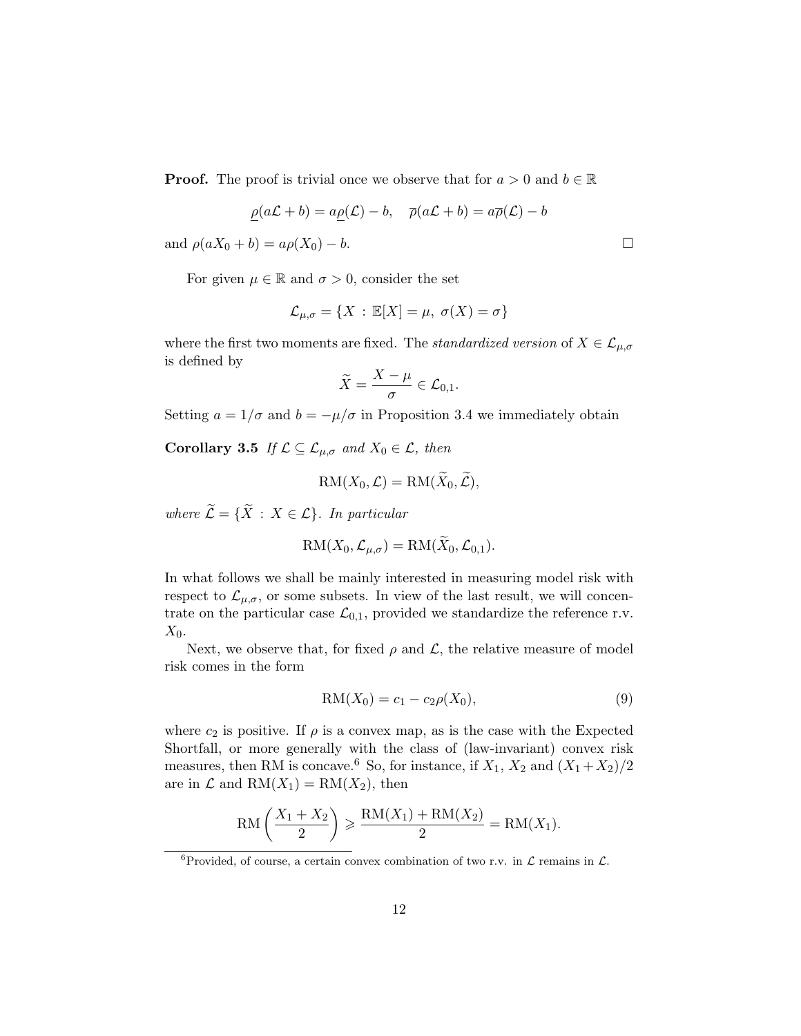**Proof.** The proof is trivial once we observe that for $a > 0$ and $b \in \mathbb{R}$

$$\underline{\rho}(a\mathcal{L} + b) = a\underline{\rho}(\mathcal{L}) - b, \quad \overline{\rho}(a\mathcal{L} + b) = a\overline{\rho}(\mathcal{L}) - b$$

and $\rho(aX_0 + b) = a\rho(X_0) - b$. □

For given $\mu \in \mathbb{R}$ and $\sigma > 0$, consider the set

$$\mathcal{L}_{\mu,\sigma} = \{X : \mathbb{E}[X] = \mu, \ \sigma(X) = \sigma\}$$

where the first two moments are fixed. The *standardized version* of $X \in \mathcal{L}_{\mu,\sigma}$ is defined by

$$\widetilde{X} = \frac{X - \mu}{\sigma} \in \mathcal{L}_{0,1}.$$

Setting $a = 1/\sigma$ and $b = -\mu/\sigma$ in Proposition 3.4 we immediately obtain

**Corollary 3.5** *If $\mathcal{L} \subseteq \mathcal{L}_{\mu,\sigma}$ and $X_0 \in \mathcal{L}$, then*

$$\mathrm{RM}(X_0, \mathcal{L}) = \mathrm{RM}(\widetilde{X}_0, \widetilde{\mathcal{L}}),$$

*where $\widetilde{\mathcal{L}} = \{\widetilde{X} : X \in \mathcal{L}\}$. In particular*

$$\mathrm{RM}(X_0, \mathcal{L}_{\mu,\sigma}) = \mathrm{RM}(\widetilde{X}_0, \mathcal{L}_{0,1}).$$

In what follows we shall be mainly interested in measuring model risk with respect to $\mathcal{L}_{\mu,\sigma}$, or some subsets. In view of the last result, we will concentrate on the particular case $\mathcal{L}_{0,1}$, provided we standardize the reference r.v. $X_0$.

Next, we observe that, for fixed $\rho$ and $\mathcal{L}$, the relative measure of model risk comes in the form

$$\mathrm{RM}(X_0) = c_1 - c_2\rho(X_0), \tag{9}$$

where $c_2$ is positive. If $\rho$ is a convex map, as is the case with the Expected Shortfall, or more generally with the class of (law-invariant) convex risk measures, then RM is concave.[6] So, for instance, if $X_1$, $X_2$ and $(X_1 + X_2)/2$ are in $\mathcal{L}$ and $\mathrm{RM}(X_1) = \mathrm{RM}(X_2)$, then

$$\mathrm{RM}\left(\frac{X_1 + X_2}{2}\right) \geqslant \frac{\mathrm{RM}(X_1) + \mathrm{RM}(X_2)}{2} = \mathrm{RM}(X_1).$$

[6] Provided, of course, a certain convex combination of two r.v. in $\mathcal{L}$ remains in $\mathcal{L}$.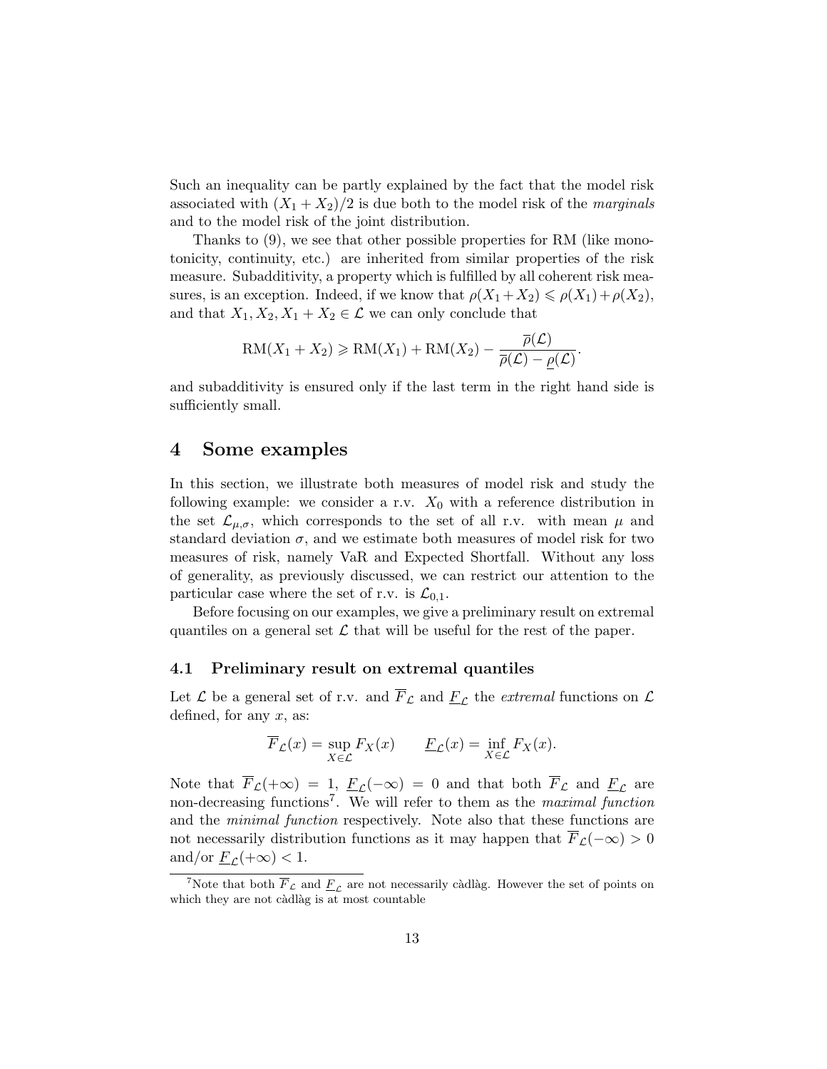Such an inequality can be partly explained by the fact that the model risk associated with $(X_1 + X_2)/2$ is due both to the model risk of the *marginals* and to the model risk of the joint distribution.

Thanks to (9), we see that other possible properties for RM (like monotonicity, continuity, etc.) are inherited from similar properties of the risk measure. Subadditivity, a property which is fulfilled by all coherent risk measures, is an exception. Indeed, if we know that $\rho(X_1+X_2) \leqslant \rho(X_1)+\rho(X_2)$, and that $X_1, X_2, X_1 + X_2 \in \mathcal{L}$ we can only conclude that

$$\mathrm{RM}(X_1 + X_2) \geqslant \mathrm{RM}(X_1) + \mathrm{RM}(X_2) - \frac{\overline{\rho}(\mathcal{L})}{\overline{\rho}(\mathcal{L}) - \underline{\rho}(\mathcal{L})}.$$

and subadditivity is ensured only if the last term in the right hand side is sufficiently small.

## 4 Some examples

In this section, we illustrate both measures of model risk and study the following example: we consider a r.v. $X_0$ with a reference distribution in the set $\mathcal{L}_{\mu,\sigma}$, which corresponds to the set of all r.v. with mean $\mu$ and standard deviation $\sigma$, and we estimate both measures of model risk for two measures of risk, namely VaR and Expected Shortfall. Without any loss of generality, as previously discussed, we can restrict our attention to the particular case where the set of r.v. is $\mathcal{L}_{0,1}$.

Before focusing on our examples, we give a preliminary result on extremal quantiles on a general set $\mathcal{L}$ that will be useful for the rest of the paper.

### 4.1 Preliminary result on extremal quantiles

Let $\mathcal{L}$ be a general set of r.v. and $\overline{F}_{\mathcal{L}}$ and $\underline{F}_{\mathcal{L}}$ the *extremal* functions on $\mathcal{L}$ defined, for any $x$, as:

$$\overline{F}_{\mathcal{L}}(x) = \sup_{X \in \mathcal{L}} F_X(x) \qquad \underline{F}_{\mathcal{L}}(x) = \inf_{X \in \mathcal{L}} F_X(x).$$

Note that $\overline{F}_{\mathcal{L}}(+\infty) = 1$, $\underline{F}_{\mathcal{L}}(-\infty) = 0$ and that both $\overline{F}_{\mathcal{L}}$ and $\underline{F}_{\mathcal{L}}$ are non-decreasing functions[7]. We will refer to them as the *maximal function* and the *minimal function* respectively. Note also that these functions are not necessarily distribution functions as it may happen that $\overline{F}_{\mathcal{L}}(-\infty) > 0$ and/or $\underline{F}_{\mathcal{L}}(+\infty) < 1$.

[7] Note that both $\overline{F}_{\mathcal{L}}$ and $\underline{F}_{\mathcal{L}}$ are not necessarily càdlàg. However the set of points on which they are not càdlàg is at most countable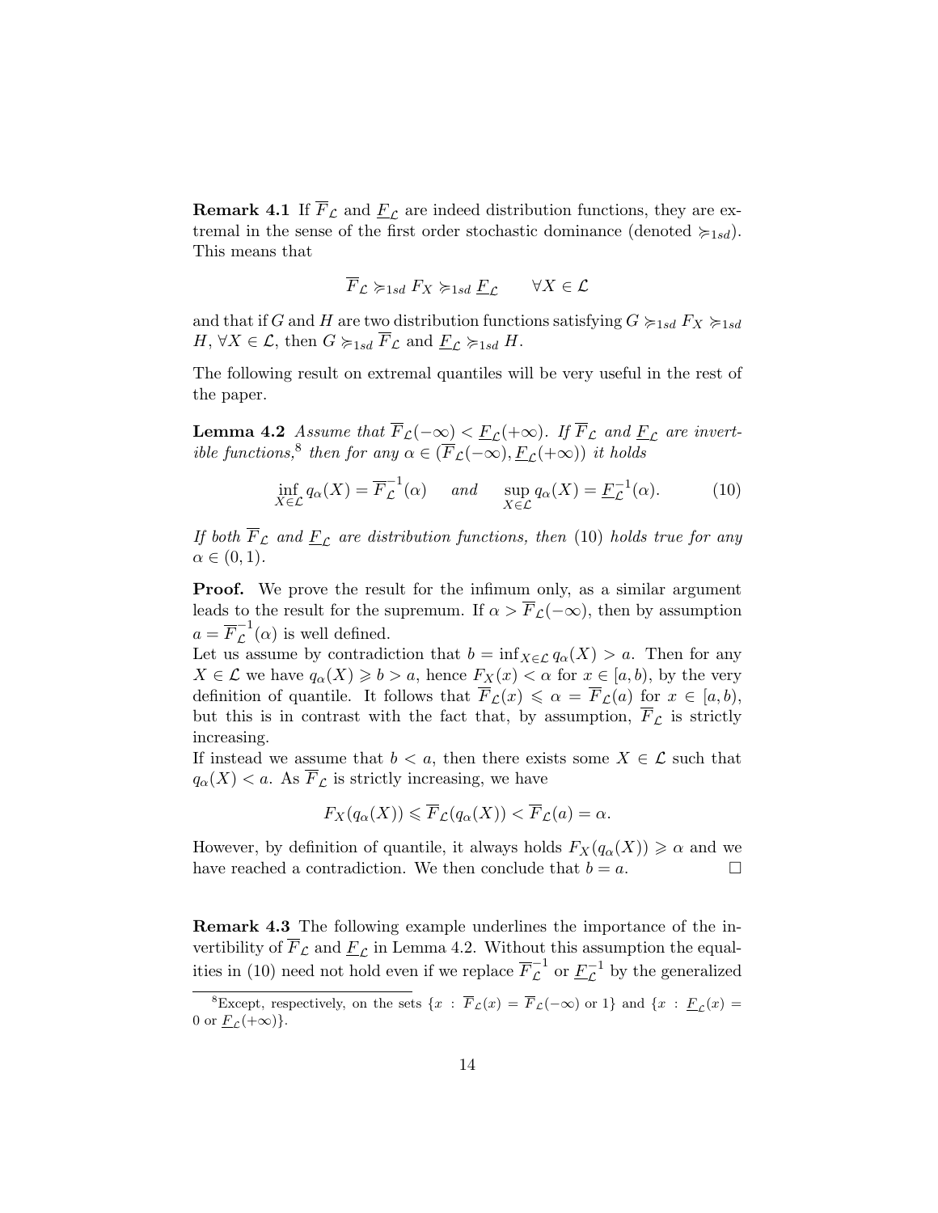**Remark 4.1** If $\overline{F}_{\mathcal{L}}$ and $\underline{F}_{\mathcal{L}}$ are indeed distribution functions, they are extremal in the sense of the first order stochastic dominance (denoted $\succcurlyeq_{1sd}$). This means that

$$\overline{F}_{\mathcal{L}} \succcurlyeq_{1sd} F_X \succcurlyeq_{1sd} \underline{F}_{\mathcal{L}} \qquad \forall X \in \mathcal{L}$$

and that if $G$ and $H$ are two distribution functions satisfying $G \succcurlyeq_{1sd} F_X \succcurlyeq_{1sd} H$, $\forall X \in \mathcal{L}$, then $G \succcurlyeq_{1sd} \overline{F}_{\mathcal{L}}$ and $\underline{F}_{\mathcal{L}} \succcurlyeq_{1sd} H$.

The following result on extremal quantiles will be very useful in the rest of the paper.

**Lemma 4.2** *Assume that $\overline{F}_{\mathcal{L}}(-\infty) < \underline{F}_{\mathcal{L}}(+\infty)$. If $\overline{F}_{\mathcal{L}}$ and $\underline{F}_{\mathcal{L}}$ are invertible functions,*[8] *then for any $\alpha \in (\overline{F}_{\mathcal{L}}(-\infty), \underline{F}_{\mathcal{L}}(+\infty))$ it holds*

$$\inf_{X \in \mathcal{L}} q_\alpha(X) = \overline{F}_{\mathcal{L}}^{-1}(\alpha) \quad \text{ and } \quad \sup_{X \in \mathcal{L}} q_\alpha(X) = \underline{F}_{\mathcal{L}}^{-1}(\alpha). \tag{10}$$

*If both $\overline{F}_{\mathcal{L}}$ and $\underline{F}_{\mathcal{L}}$ are distribution functions, then* (10) *holds true for any $\alpha \in (0,1)$.*

**Proof.** We prove the result for the infimum only, as a similar argument leads to the result for the supremum. If $\alpha > \overline{F}_{\mathcal{L}}(-\infty)$, then by assumption $a = \overline{F}_{\mathcal{L}}^{-1}(\alpha)$ is well defined.
Let us assume by contradiction that $b = \inf_{X \in \mathcal{L}} q_\alpha(X) > a$. Then for any $X \in \mathcal{L}$ we have $q_\alpha(X) \geqslant b > a$, hence $F_X(x) < \alpha$ for $x \in [a,b)$, by the very definition of quantile. It follows that $\overline{F}_{\mathcal{L}}(x) \leqslant \alpha = \overline{F}_{\mathcal{L}}(a)$ for $x \in [a,b)$, but this is in contrast with the fact that, by assumption, $\overline{F}_{\mathcal{L}}$ is strictly increasing.
If instead we assume that $b < a$, then there exists some $X \in \mathcal{L}$ such that $q_\alpha(X) < a$. As $\overline{F}_{\mathcal{L}}$ is strictly increasing, we have

$$F_X(q_\alpha(X)) \leqslant \overline{F}_{\mathcal{L}}(q_\alpha(X)) < \overline{F}_{\mathcal{L}}(a) = \alpha.$$

However, by definition of quantile, it always holds $F_X(q_\alpha(X)) \geqslant \alpha$ and we have reached a contradiction. We then conclude that $b = a$. $\square$

**Remark 4.3** The following example underlines the importance of the invertibility of $\overline{F}_{\mathcal{L}}$ and $\underline{F}_{\mathcal{L}}$ in Lemma 4.2. Without this assumption the equalities in (10) need not hold even if we replace $\overline{F}_{\mathcal{L}}^{-1}$ or $\underline{F}_{\mathcal{L}}^{-1}$ by the generalized

[8] Except, respectively, on the sets $\{x : \overline{F}_{\mathcal{L}}(x) = \overline{F}_{\mathcal{L}}(-\infty) \text{ or } 1\}$ and $\{x : \underline{F}_{\mathcal{L}}(x) = 0 \text{ or } \underline{F}_{\mathcal{L}}(+\infty)\}$.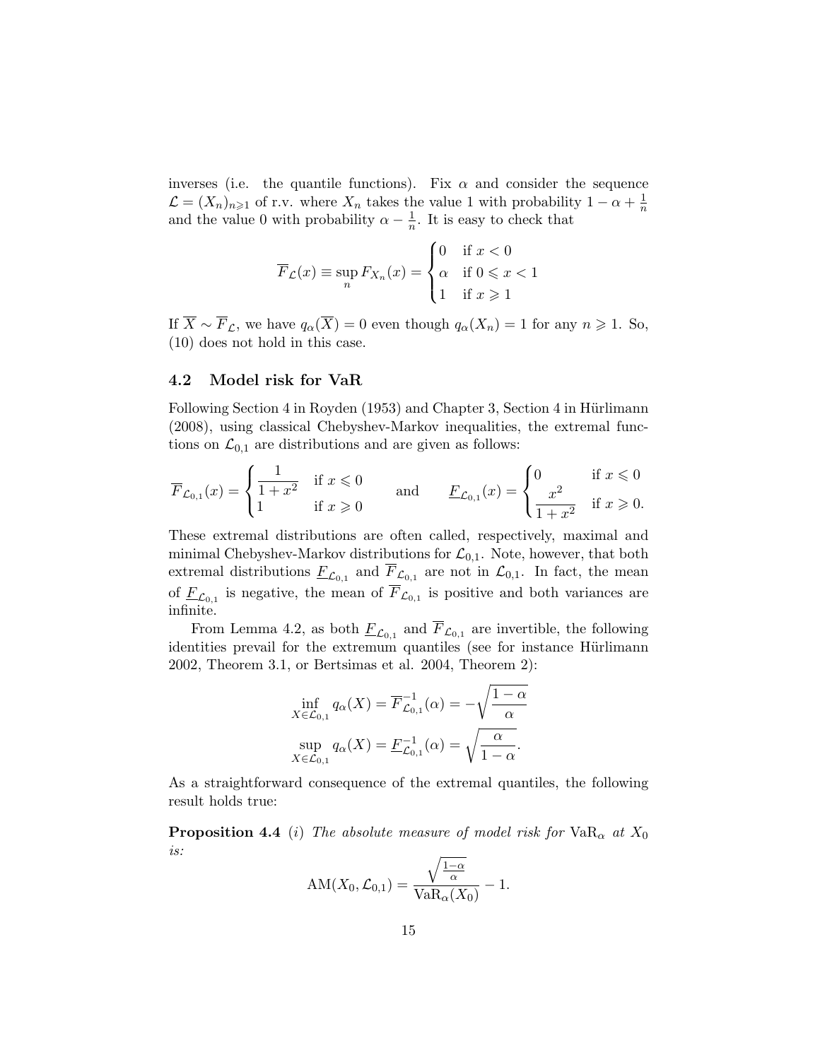inverses (i.e. the quantile functions). Fix $\alpha$ and consider the sequence $\mathcal{L} = (X_n)_{n \geqslant 1}$ of r.v. where $X_n$ takes the value 1 with probability $1 - \alpha + \frac{1}{n}$ and the value 0 with probability $\alpha - \frac{1}{n}$. It is easy to check that

$$\overline{F}_{\mathcal{L}}(x) \equiv \sup_n F_{X_n}(x) = \begin{cases} 0 & \text{if } x < 0 \\ \alpha & \text{if } 0 \leqslant x < 1 \\ 1 & \text{if } x \geqslant 1 \end{cases}$$

If $\overline{X} \sim \overline{F}_{\mathcal{L}}$, we have $q_\alpha(\overline{X}) = 0$ even though $q_\alpha(X_n) = 1$ for any $n \geqslant 1$. So, (10) does not hold in this case.

### 4.2 Model risk for VaR

Following Section 4 in Royden (1953) and Chapter 3, Section 4 in Hürlimann (2008), using classical Chebyshev-Markov inequalities, the extremal functions on $\mathcal{L}_{0,1}$ are distributions and are given as follows:

$$\overline{F}_{\mathcal{L}_{0,1}}(x) = \begin{cases} \dfrac{1}{1+x^2} & \text{if } x \leqslant 0 \\ 1 & \text{if } x \geqslant 0 \end{cases} \qquad \text{and} \qquad \underline{F}_{\mathcal{L}_{0,1}}(x) = \begin{cases} 0 & \text{if } x \leqslant 0 \\ \dfrac{x^2}{1+x^2} & \text{if } x \geqslant 0. \end{cases}$$

These extremal distributions are often called, respectively, maximal and minimal Chebyshev-Markov distributions for $\mathcal{L}_{0,1}$. Note, however, that both extremal distributions $\underline{F}_{\mathcal{L}_{0,1}}$ and $\overline{F}_{\mathcal{L}_{0,1}}$ are not in $\mathcal{L}_{0,1}$. In fact, the mean of $\underline{F}_{\mathcal{L}_{0,1}}$ is negative, the mean of $\overline{F}_{\mathcal{L}_{0,1}}$ is positive and both variances are infinite.

From Lemma 4.2, as both $\underline{F}_{\mathcal{L}_{0,1}}$ and $\overline{F}_{\mathcal{L}_{0,1}}$ are invertible, the following identities prevail for the extremum quantiles (see for instance Hürlimann 2002, Theorem 3.1, or Bertsimas et al. 2004, Theorem 2):

$$\inf_{X \in \mathcal{L}_{0,1}} q_\alpha(X) = \overline{F}^{-1}_{\mathcal{L}_{0,1}}(\alpha) = -\sqrt{\frac{1-\alpha}{\alpha}}$$

$$\sup_{X \in \mathcal{L}_{0,1}} q_\alpha(X) = \underline{F}^{-1}_{\mathcal{L}_{0,1}}(\alpha) = \sqrt{\frac{\alpha}{1-\alpha}}.$$

As a straightforward consequence of the extremal quantiles, the following result holds true:

**Proposition 4.4** (*i*) *The absolute measure of model risk for* $\mathrm{VaR}_\alpha$ *at* $X_0$ *is:*

$$\mathrm{AM}(X_0, \mathcal{L}_{0,1}) = \frac{\sqrt{\frac{1-\alpha}{\alpha}}}{\mathrm{VaR}_\alpha(X_0)} - 1.$$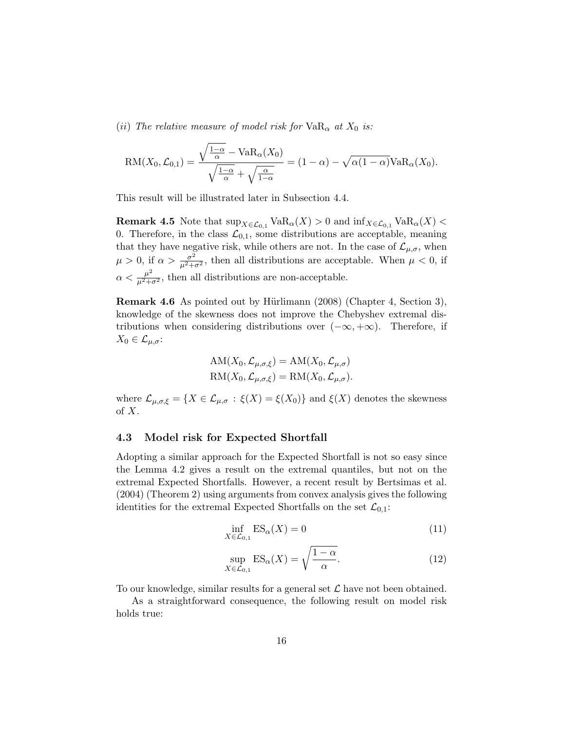(*ii*) *The relative measure of model risk for* $\mathrm{VaR}_\alpha$ *at* $X_0$ *is:*

$$\mathrm{RM}(X_0, \mathcal{L}_{0,1}) = \frac{\sqrt{\frac{1-\alpha}{\alpha}} - \mathrm{VaR}_\alpha(X_0)}{\sqrt{\frac{1-\alpha}{\alpha}} + \sqrt{\frac{\alpha}{1-\alpha}}} = (1-\alpha) - \sqrt{\alpha(1-\alpha)}\mathrm{VaR}_\alpha(X_0).$$

This result will be illustrated later in Subsection 4.4.

**Remark 4.5** Note that $\sup_{X \in \mathcal{L}_{0,1}} \mathrm{VaR}_\alpha(X) > 0$ and $\inf_{X \in \mathcal{L}_{0,1}} \mathrm{VaR}_\alpha(X) < 0$. Therefore, in the class $\mathcal{L}_{0,1}$, some distributions are acceptable, meaning that they have negative risk, while others are not. In the case of $\mathcal{L}_{\mu,\sigma}$, when $\mu > 0$, if $\alpha > \frac{\sigma^2}{\mu^2+\sigma^2}$, then all distributions are acceptable. When $\mu < 0$, if $\alpha < \frac{\mu^2}{\mu^2+\sigma^2}$, then all distributions are non-acceptable.

**Remark 4.6** As pointed out by Hürlimann (2008) (Chapter 4, Section 3), knowledge of the skewness does not improve the Chebyshev extremal distributions when considering distributions over $(-\infty, +\infty)$. Therefore, if $X_0 \in \mathcal{L}_{\mu,\sigma}$:

$$\begin{aligned}
\mathrm{AM}(X_0, \mathcal{L}_{\mu,\sigma,\xi}) &= \mathrm{AM}(X_0, \mathcal{L}_{\mu,\sigma}) \\
\mathrm{RM}(X_0, \mathcal{L}_{\mu,\sigma,\xi}) &= \mathrm{RM}(X_0, \mathcal{L}_{\mu,\sigma}).
\end{aligned}$$

where $\mathcal{L}_{\mu,\sigma,\xi} = \{X \in \mathcal{L}_{\mu,\sigma} : \xi(X) = \xi(X_0)\}$ and $\xi(X)$ denotes the skewness of $X$.

### 4.3 Model risk for Expected Shortfall

Adopting a similar approach for the Expected Shortfall is not so easy since the Lemma 4.2 gives a result on the extremal quantiles, but not on the extremal Expected Shortfalls. However, a recent result by Bertsimas et al. (2004) (Theorem 2) using arguments from convex analysis gives the following identities for the extremal Expected Shortfalls on the set $\mathcal{L}_{0,1}$:

$$\inf_{X \in \mathcal{L}_{0,1}} \mathrm{ES}_\alpha(X) = 0 \tag{11}$$

$$\sup_{X \in \mathcal{L}_{0,1}} \mathrm{ES}_\alpha(X) = \sqrt{\frac{1-\alpha}{\alpha}}. \tag{12}$$

To our knowledge, similar results for a general set $\mathcal{L}$ have not been obtained.

As a straightforward consequence, the following result on model risk holds true: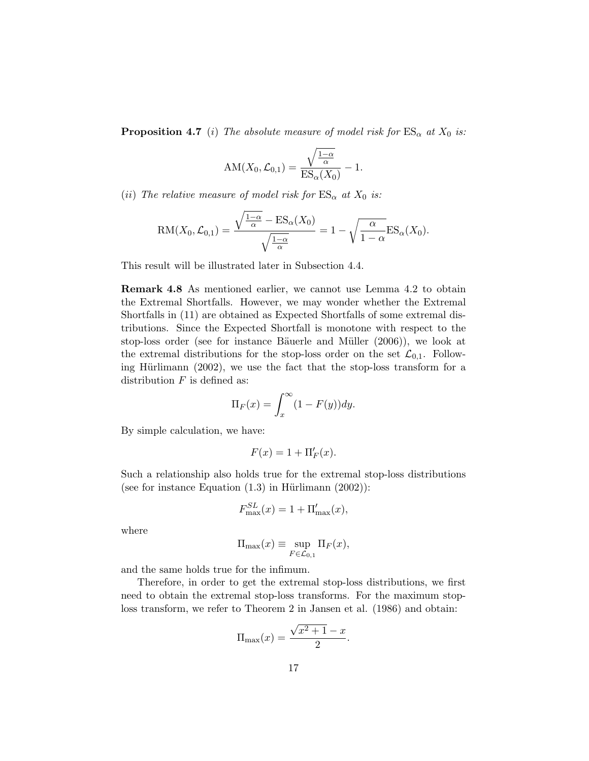**Proposition 4.7** *(i) The absolute measure of model risk for* $\mathrm{ES}_\alpha$ *at* $X_0$ *is:*

$$\mathrm{AM}(X_0, \mathcal{L}_{0,1}) = \frac{\sqrt{\frac{1-\alpha}{\alpha}}}{\mathrm{ES}_\alpha(X_0)} - 1.$$

*(ii) The relative measure of model risk for* $\mathrm{ES}_\alpha$ *at* $X_0$ *is:*

$$\mathrm{RM}(X_0, \mathcal{L}_{0,1}) = \frac{\sqrt{\frac{1-\alpha}{\alpha}} - \mathrm{ES}_\alpha(X_0)}{\sqrt{\frac{1-\alpha}{\alpha}}} = 1 - \sqrt{\frac{\alpha}{1-\alpha}}\mathrm{ES}_\alpha(X_0).$$

This result will be illustrated later in Subsection 4.4.

**Remark 4.8** As mentioned earlier, we cannot use Lemma 4.2 to obtain the Extremal Shortfalls. However, we may wonder whether the Extremal Shortfalls in (11) are obtained as Expected Shortfalls of some extremal distributions. Since the Expected Shortfall is monotone with respect to the stop-loss order (see for instance Bäuerle and Müller (2006)), we look at the extremal distributions for the stop-loss order on the set $\mathcal{L}_{0,1}$. Following Hürlimann (2002), we use the fact that the stop-loss transform for a distribution $F$ is defined as:

$$\Pi_F(x) = \int_x^\infty (1 - F(y))dy.$$

By simple calculation, we have:

$$F(x) = 1 + \Pi_F'(x).$$

Such a relationship also holds true for the extremal stop-loss distributions (see for instance Equation (1.3) in Hürlimann (2002)):

$$F_{\max}^{SL}(x) = 1 + \Pi_{\max}'(x),$$

where

$$\Pi_{\max}(x) \equiv \sup_{F \in \mathcal{L}_{0,1}} \Pi_F(x),$$

and the same holds true for the infimum.

Therefore, in order to get the extremal stop-loss distributions, we first need to obtain the extremal stop-loss transforms. For the maximum stop-loss transform, we refer to Theorem 2 in Jansen et al. (1986) and obtain:

$$\Pi_{\max}(x) = \frac{\sqrt{x^2+1} - x}{2}.$$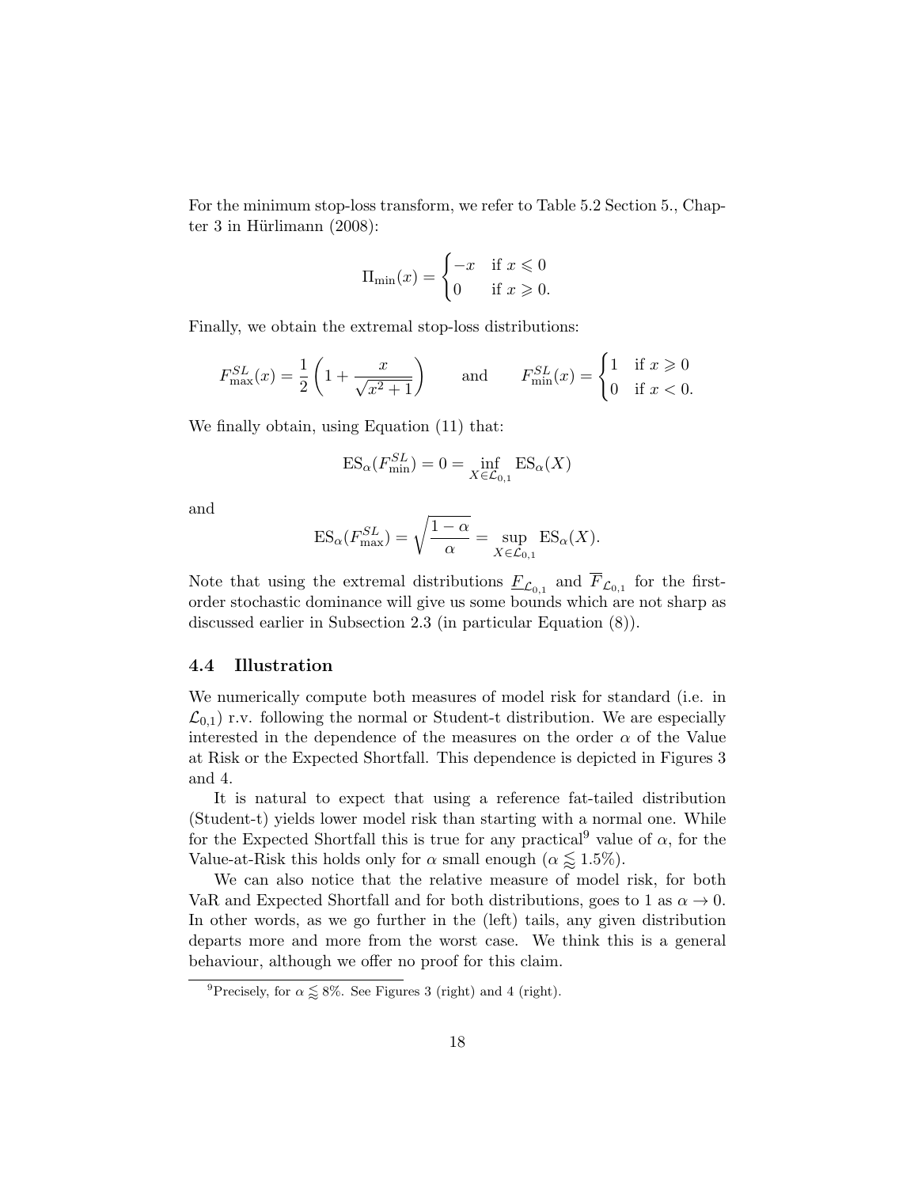For the minimum stop-loss transform, we refer to Table 5.2 Section 5., Chapter 3 in Hürlimann (2008):

$$\Pi_{\min}(x) = \begin{cases} -x & \text{if } x \leqslant 0 \\ 0 & \text{if } x \geqslant 0. \end{cases}$$

Finally, we obtain the extremal stop-loss distributions:

$$F^{SL}_{\max}(x) = \frac{1}{2}\left(1 + \frac{x}{\sqrt{x^2+1}}\right) \qquad \text{and} \qquad F^{SL}_{\min}(x) = \begin{cases} 1 & \text{if } x \geqslant 0 \\ 0 & \text{if } x < 0. \end{cases}$$

We finally obtain, using Equation (11) that:

$$\mathrm{ES}_\alpha(F^{SL}_{\min}) = 0 = \inf_{X \in \mathcal{L}_{0,1}} \mathrm{ES}_\alpha(X)$$

and

$$\mathrm{ES}_\alpha(F^{SL}_{\max}) = \sqrt{\frac{1-\alpha}{\alpha}} = \sup_{X \in \mathcal{L}_{0,1}} \mathrm{ES}_\alpha(X).$$

Note that using the extremal distributions $\underline{F}_{\mathcal{L}_{0,1}}$ and $\overline{F}_{\mathcal{L}_{0,1}}$ for the first-order stochastic dominance will give us some bounds which are not sharp as discussed earlier in Subsection 2.3 (in particular Equation (8)).

### 4.4 Illustration

We numerically compute both measures of model risk for standard (i.e. in $\mathcal{L}_{0,1}$) r.v. following the normal or Student-t distribution. We are especially interested in the dependence of the measures on the order $\alpha$ of the Value at Risk or the Expected Shortfall. This dependence is depicted in Figures 3 and 4.

It is natural to expect that using a reference fat-tailed distribution (Student-t) yields lower model risk than starting with a normal one. While for the Expected Shortfall this is true for any practical[9] value of $\alpha$, for the Value-at-Risk this holds only for $\alpha$ small enough ($\alpha \lessapprox 1.5\%$).

We can also notice that the relative measure of model risk, for both VaR and Expected Shortfall and for both distributions, goes to 1 as $\alpha \to 0$. In other words, as we go further in the (left) tails, any given distribution departs more and more from the worst case. We think this is a general behaviour, although we offer no proof for this claim.

[9] Precisely, for $\alpha \lessapprox 8\%$. See Figures 3 (right) and 4 (right).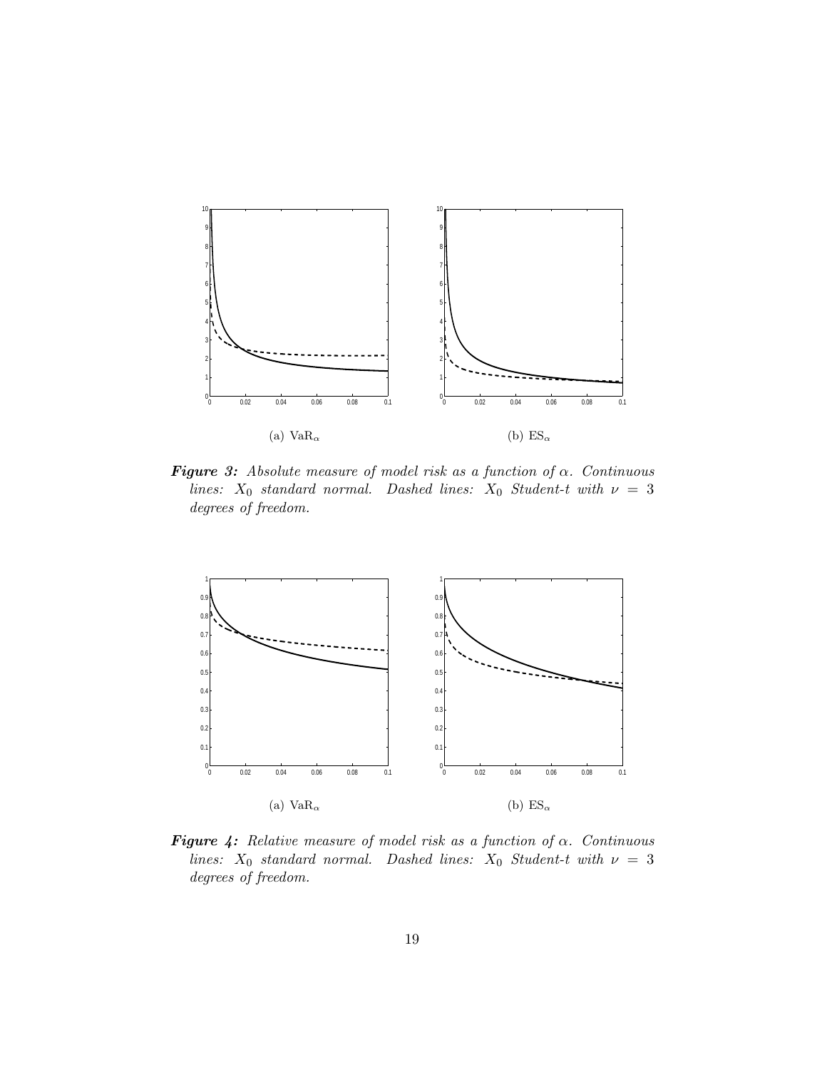(a) $\mathrm{VaR}_\alpha$

(b) $\mathrm{ES}_\alpha$

***Figure 3:*** *Absolute measure of model risk as a function of $\alpha$. Continuous lines: $X_0$ standard normal. Dashed lines: $X_0$ Student-t with $\nu = 3$ degrees of freedom.*

(a) $\mathrm{VaR}_\alpha$

(b) $\mathrm{ES}_\alpha$

***Figure 4:*** *Relative measure of model risk as a function of $\alpha$. Continuous lines: $X_0$ standard normal. Dashed lines: $X_0$ Student-t with $\nu = 3$ degrees of freedom.*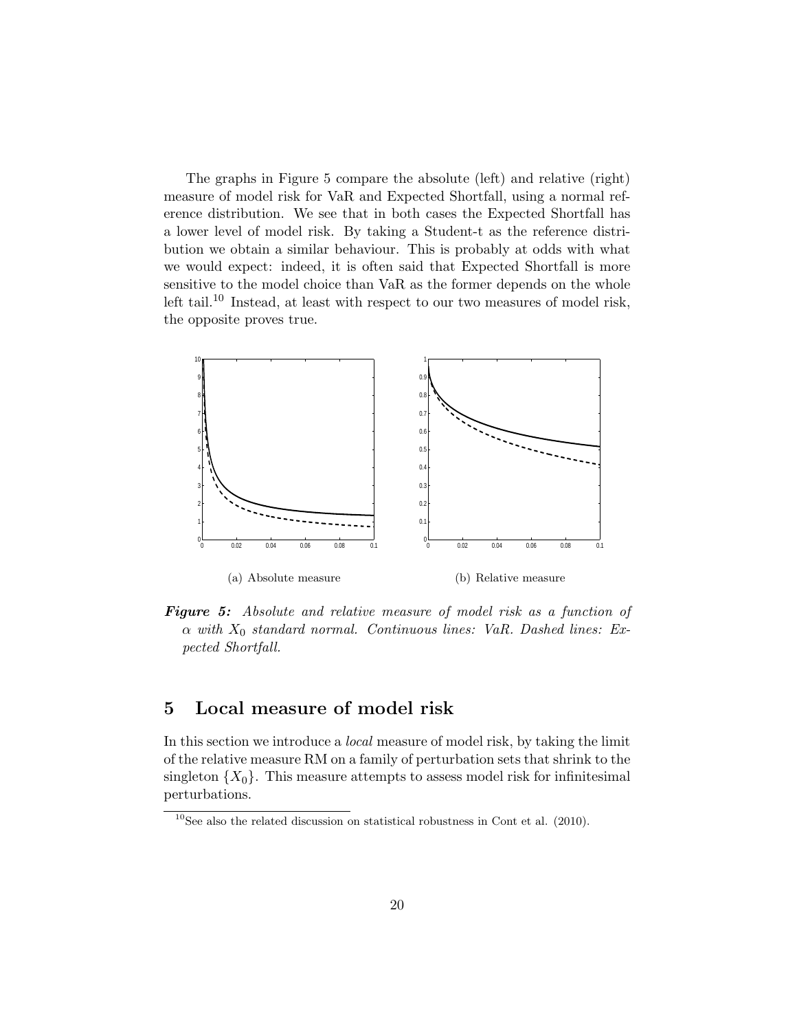The graphs in Figure 5 compare the absolute (left) and relative (right) measure of model risk for VaR and Expected Shortfall, using a normal reference distribution. We see that in both cases the Expected Shortfall has a lower level of model risk. By taking a Student-t as the reference distribution we obtain a similar behaviour. This is probably at odds with what we would expect: indeed, it is often said that Expected Shortfall is more sensitive to the model choice than VaR as the former depends on the whole left tail.[10] Instead, at least with respect to our two measures of model risk, the opposite proves true.

(a) Absolute measure

(b) Relative measure

***Figure 5:*** *Absolute and relative measure of model risk as a function of $\alpha$ with $X_0$ standard normal. Continuous lines: VaR. Dashed lines: Expected Shortfall.*

## 5 Local measure of model risk

In this section we introduce a *local* measure of model risk, by taking the limit of the relative measure RM on a family of perturbation sets that shrink to the singleton $\{X_0\}$. This measure attempts to assess model risk for infinitesimal perturbations.

[10] See also the related discussion on statistical robustness in Cont et al. (2010).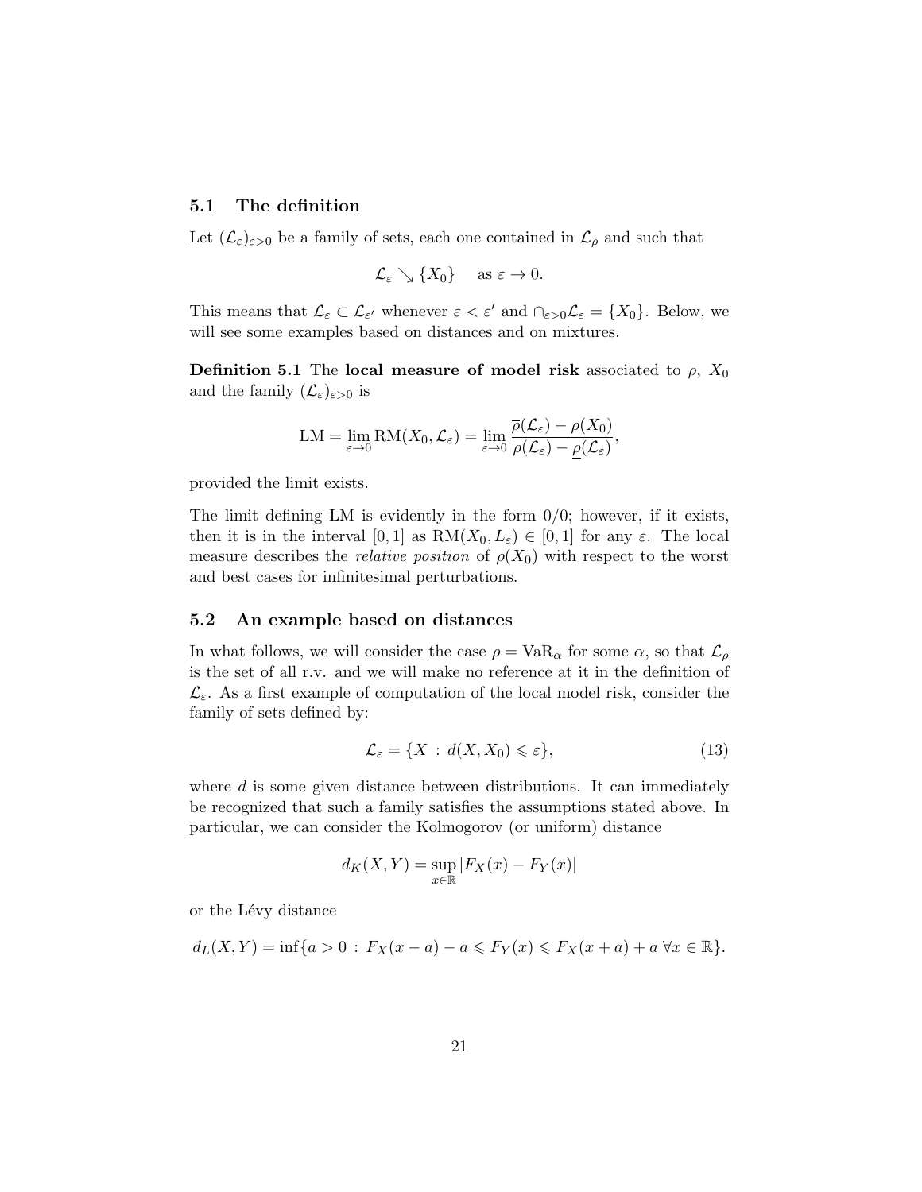### 5.1 The definition

Let $(\mathcal{L}_\varepsilon)_{\varepsilon>0}$ be a family of sets, each one contained in $\mathcal{L}_\rho$ and such that

$$\mathcal{L}_\varepsilon \searrow \{X_0\} \quad \text{as } \varepsilon \to 0.$$

This means that $\mathcal{L}_\varepsilon \subset \mathcal{L}_{\varepsilon'}$ whenever $\varepsilon < \varepsilon'$ and $\cap_{\varepsilon>0}\mathcal{L}_\varepsilon = \{X_0\}$. Below, we will see some examples based on distances and on mixtures.

**Definition 5.1** The **local measure of model risk** associated to $\rho$, $X_0$ and the family $(\mathcal{L}_\varepsilon)_{\varepsilon>0}$ is

$$\mathrm{LM} = \lim_{\varepsilon\to 0} \mathrm{RM}(X_0, \mathcal{L}_\varepsilon) = \lim_{\varepsilon\to 0} \frac{\overline{\rho}(\mathcal{L}_\varepsilon) - \rho(X_0)}{\overline{\rho}(\mathcal{L}_\varepsilon) - \underline{\rho}(\mathcal{L}_\varepsilon)},$$

provided the limit exists.

The limit defining LM is evidently in the form $0/0$; however, if it exists, then it is in the interval $[0,1]$ as $\mathrm{RM}(X_0, L_\varepsilon) \in [0,1]$ for any $\varepsilon$. The local measure describes the *relative position* of $\rho(X_0)$ with respect to the worst and best cases for infinitesimal perturbations.

### 5.2 An example based on distances

In what follows, we will consider the case $\rho = \mathrm{VaR}_\alpha$ for some $\alpha$, so that $\mathcal{L}_\rho$ is the set of all r.v. and we will make no reference at it in the definition of $\mathcal{L}_\varepsilon$. As a first example of computation of the local model risk, consider the family of sets defined by:

$$\mathcal{L}_\varepsilon = \{X \,:\, d(X, X_0) \leqslant \varepsilon\}, \tag{13}$$

where $d$ is some given distance between distributions. It can immediately be recognized that such a family satisfies the assumptions stated above. In particular, we can consider the Kolmogorov (or uniform) distance

$$d_K(X,Y) = \sup_{x\in\mathbb{R}} |F_X(x) - F_Y(x)|$$

or the Lévy distance

$$d_L(X,Y) = \inf\{a > 0 \,:\, F_X(x-a) - a \leqslant F_Y(x) \leqslant F_X(x+a) + a \ \forall x \in \mathbb{R}\}.$$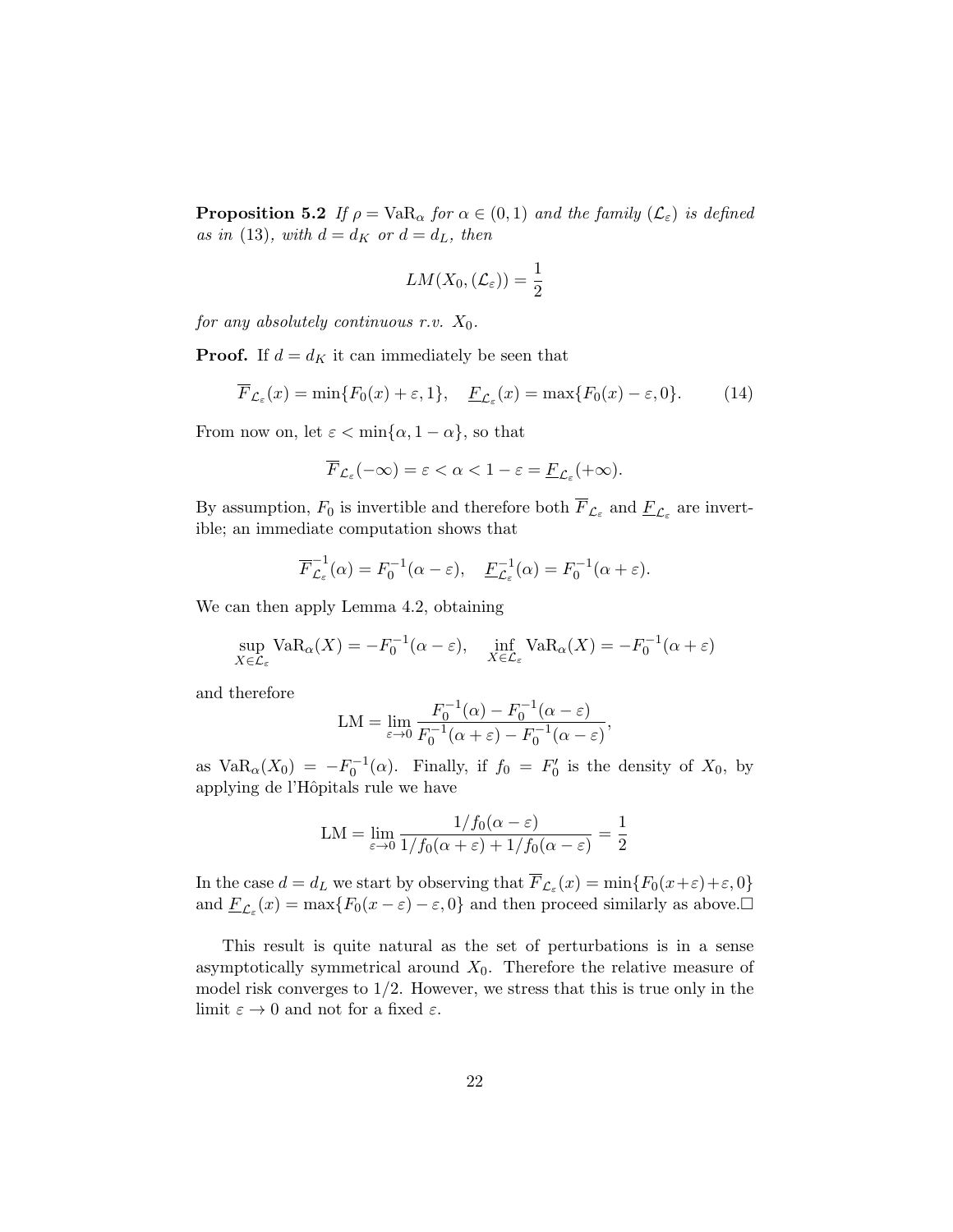**Proposition 5.2** *If $\rho = \mathrm{VaR}_\alpha$ for $\alpha \in (0,1)$ and the family $(\mathcal{L}_\varepsilon)$ is defined as in* (13)*, with $d = d_K$ or $d = d_L$, then*

$$LM(X_0, (\mathcal{L}_\varepsilon)) = \frac{1}{2}$$

*for any absolutely continuous r.v. $X_0$.*

**Proof.** If $d = d_K$ it can immediately be seen that

$$\overline{F}_{\mathcal{L}_\varepsilon}(x) = \min\{F_0(x) + \varepsilon, 1\}, \quad \underline{F}_{\mathcal{L}_\varepsilon}(x) = \max\{F_0(x) - \varepsilon, 0\}. \tag{14}$$

From now on, let $\varepsilon < \min\{\alpha, 1-\alpha\}$, so that

$$\overline{F}_{\mathcal{L}_\varepsilon}(-\infty) = \varepsilon < \alpha < 1 - \varepsilon = \underline{F}_{\mathcal{L}_\varepsilon}(+\infty).$$

By assumption, $F_0$ is invertible and therefore both $\overline{F}_{\mathcal{L}_\varepsilon}$ and $\underline{F}_{\mathcal{L}_\varepsilon}$ are invertible; an immediate computation shows that

$$\overline{F}^{-1}_{\mathcal{L}_\varepsilon}(\alpha) = F_0^{-1}(\alpha - \varepsilon), \quad \underline{F}^{-1}_{\mathcal{L}_\varepsilon}(\alpha) = F_0^{-1}(\alpha + \varepsilon).$$

We can then apply Lemma 4.2, obtaining

$$\sup_{X \in \mathcal{L}_\varepsilon} \mathrm{VaR}_\alpha(X) = -F_0^{-1}(\alpha - \varepsilon), \quad \inf_{X \in \mathcal{L}_\varepsilon} \mathrm{VaR}_\alpha(X) = -F_0^{-1}(\alpha + \varepsilon)$$

and therefore

$$\mathrm{LM} = \lim_{\varepsilon \to 0} \frac{F_0^{-1}(\alpha) - F_0^{-1}(\alpha - \varepsilon)}{F_0^{-1}(\alpha + \varepsilon) - F_0^{-1}(\alpha - \varepsilon)},$$

as $\mathrm{VaR}_\alpha(X_0) = -F_0^{-1}(\alpha)$. Finally, if $f_0 = F_0'$ is the density of $X_0$, by applying de l'Hôpitals rule we have

$$\mathrm{LM} = \lim_{\varepsilon \to 0} \frac{1/f_0(\alpha - \varepsilon)}{1/f_0(\alpha + \varepsilon) + 1/f_0(\alpha - \varepsilon)} = \frac{1}{2}$$

In the case $d = d_L$ we start by observing that $\overline{F}_{\mathcal{L}_\varepsilon}(x) = \min\{F_0(x+\varepsilon)+\varepsilon, 0\}$ and $\underline{F}_{\mathcal{L}_\varepsilon}(x) = \max\{F_0(x-\varepsilon) - \varepsilon, 0\}$ and then proceed similarly as above.□

This result is quite natural as the set of perturbations is in a sense asymptotically symmetrical around $X_0$. Therefore the relative measure of model risk converges to 1/2. However, we stress that this is true only in the limit $\varepsilon \to 0$ and not for a fixed $\varepsilon$.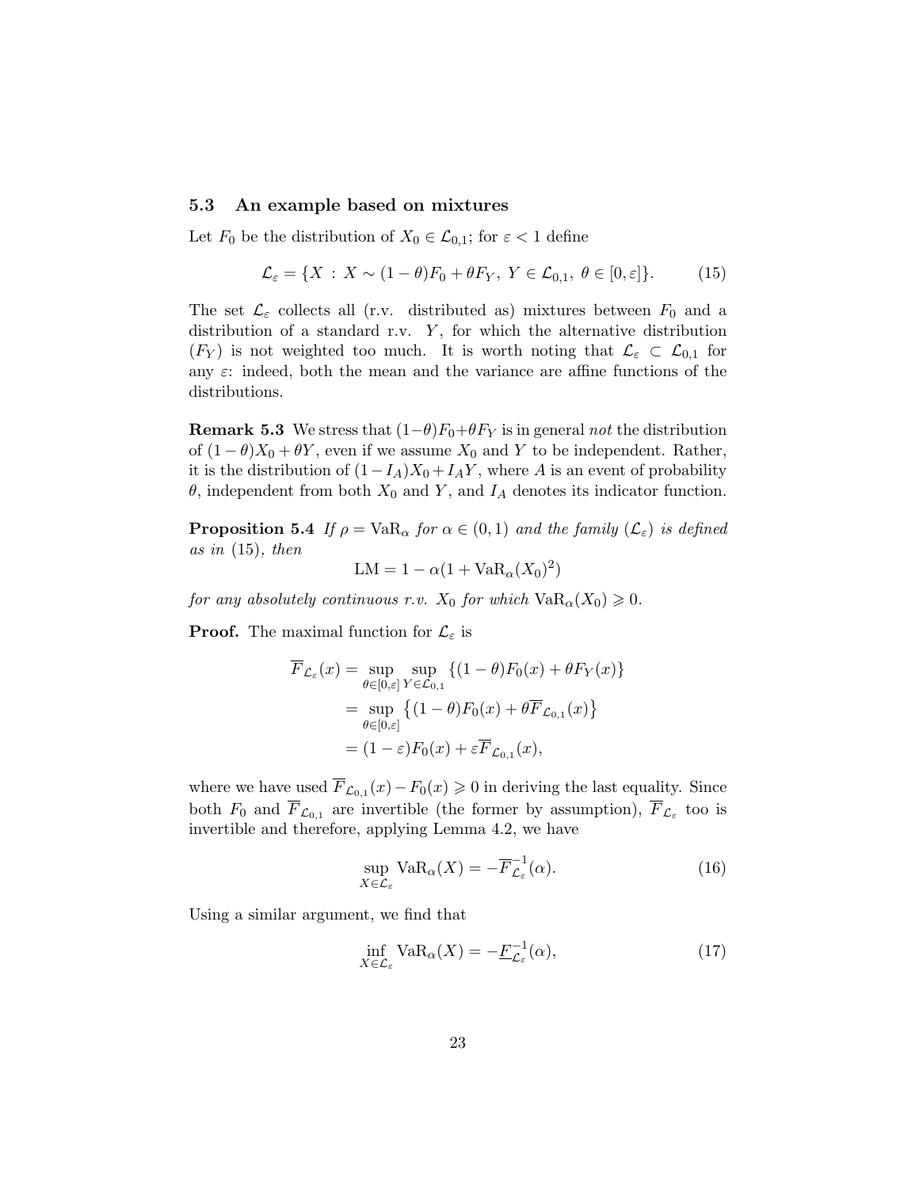### 5.3 An example based on mixtures

Let $F_0$ be the distribution of $X_0 \in \mathcal{L}_{0,1}$; for $\varepsilon < 1$ define

$$\mathcal{L}_\varepsilon = \{X \,:\, X \sim (1-\theta)F_0 + \theta F_Y,\ Y \in \mathcal{L}_{0,1},\ \theta \in [0,\varepsilon]\}. \tag{15}$$

The set $\mathcal{L}_\varepsilon$ collects all (r.v. distributed as) mixtures between $F_0$ and a distribution of a standard r.v. $Y$, for which the alternative distribution ($F_Y$) is not weighted too much. It is worth noting that $\mathcal{L}_\varepsilon \subset \mathcal{L}_{0,1}$ for any $\varepsilon$: indeed, both the mean and the variance are affine functions of the distributions.

**Remark 5.3** We stress that $(1-\theta)F_0+\theta F_Y$ is in general *not* the distribution of $(1-\theta)X_0 + \theta Y$, even if we assume $X_0$ and $Y$ to be independent. Rather, it is the distribution of $(1-I_A)X_0 + I_A Y$, where $A$ is an event of probability $\theta$, independent from both $X_0$ and $Y$, and $I_A$ denotes its indicator function.

**Proposition 5.4** *If $\rho = \mathrm{VaR}_\alpha$ for $\alpha \in (0,1)$ and the family $(\mathcal{L}_\varepsilon)$ is defined as in* (15)*, then*

$$\mathrm{LM} = 1 - \alpha(1 + \mathrm{VaR}_\alpha(X_0)^2)$$

*for any absolutely continuous r.v. $X_0$ for which $\mathrm{VaR}_\alpha(X_0) \geqslant 0$.*

**Proof.** The maximal function for $\mathcal{L}_\varepsilon$ is

$$\begin{aligned}
\overline{F}_{\mathcal{L}_\varepsilon}(x) &= \sup_{\theta\in[0,\varepsilon]} \sup_{Y\in\mathcal{L}_{0,1}} \{(1-\theta)F_0(x) + \theta F_Y(x)\} \\
&= \sup_{\theta\in[0,\varepsilon]} \left\{(1-\theta)F_0(x) + \theta \overline{F}_{\mathcal{L}_{0,1}}(x)\right\} \\
&= (1-\varepsilon)F_0(x) + \varepsilon \overline{F}_{\mathcal{L}_{0,1}}(x),
\end{aligned}$$

where we have used $\overline{F}_{\mathcal{L}_{0,1}}(x) - F_0(x) \geqslant 0$ in deriving the last equality. Since both $F_0$ and $\overline{F}_{\mathcal{L}_{0,1}}$ are invertible (the former by assumption), $\overline{F}_{\mathcal{L}_\varepsilon}$ too is invertible and therefore, applying Lemma 4.2, we have

$$\sup_{X\in\mathcal{L}_\varepsilon} \mathrm{VaR}_\alpha(X) = -\overline{F}_{\mathcal{L}_\varepsilon}^{-1}(\alpha). \tag{16}$$

Using a similar argument, we find that

$$\inf_{X\in\mathcal{L}_\varepsilon} \mathrm{VaR}_\alpha(X) = -\underline{F}_{\mathcal{L}_\varepsilon}^{-1}(\alpha), \tag{17}$$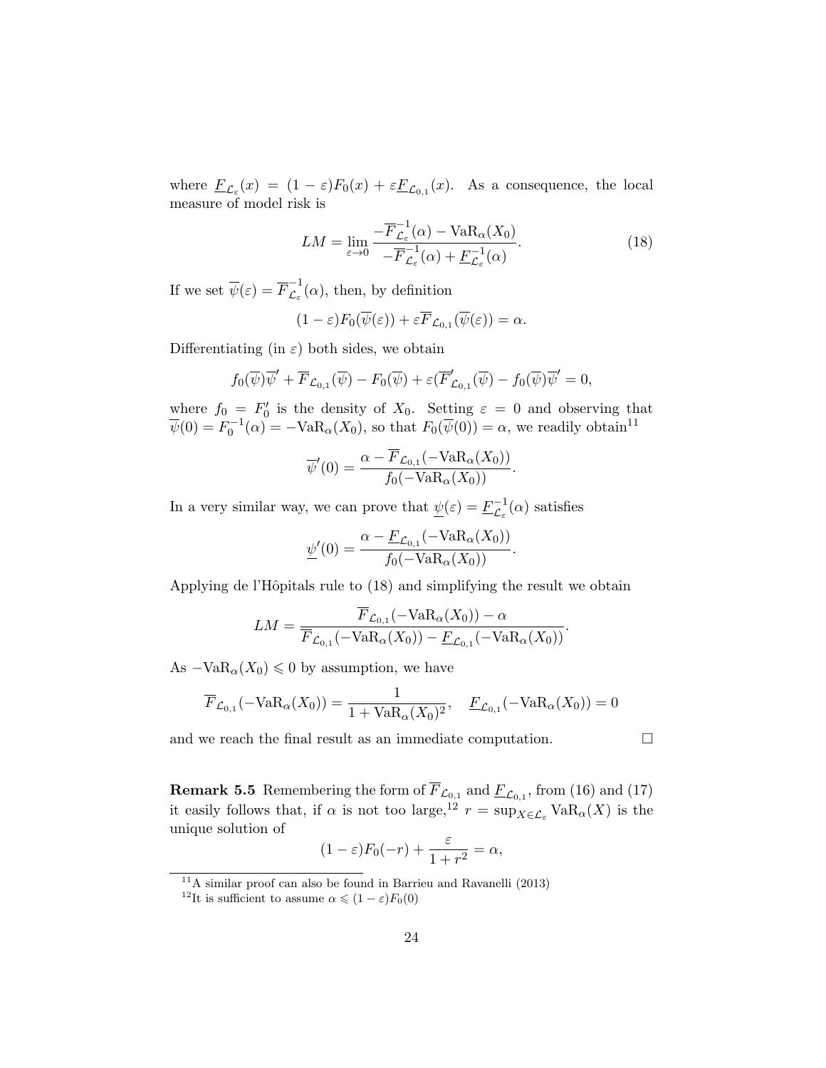where $\underline{F}_{\mathcal{L}_\varepsilon}(x) = (1-\varepsilon)F_0(x) + \varepsilon \underline{F}_{\mathcal{L}_{0,1}}(x)$. As a consequence, the local measure of model risk is

$$LM = \lim_{\varepsilon \to 0} \frac{-\overline{F}^{-1}_{\mathcal{L}_\varepsilon}(\alpha) - \mathrm{VaR}_\alpha(X_0)}{-\overline{F}^{-1}_{\mathcal{L}_\varepsilon}(\alpha) + \underline{F}^{-1}_{\mathcal{L}_\varepsilon}(\alpha)}. \tag{18}$$

If we set $\overline{\psi}(\varepsilon) = \overline{F}^{-1}_{\mathcal{L}_\varepsilon}(\alpha)$, then, by definition

$$(1-\varepsilon)F_0(\overline{\psi}(\varepsilon)) + \varepsilon \overline{F}_{\mathcal{L}_{0,1}}(\overline{\psi}(\varepsilon)) = \alpha.$$

Differentiating (in $\varepsilon$) both sides, we obtain

$$f_0(\overline{\psi})\overline{\psi}' + \overline{F}_{\mathcal{L}_{0,1}}(\overline{\psi}) - F_0(\overline{\psi}) + \varepsilon(\overline{F}'_{\mathcal{L}_{0,1}}(\overline{\psi}) - f_0(\overline{\psi})\overline{\psi}' = 0,$$

where $f_0 = F_0'$ is the density of $X_0$. Setting $\varepsilon = 0$ and observing that $\overline{\psi}(0) = F_0^{-1}(\alpha) = -\mathrm{VaR}_\alpha(X_0)$, so that $F_0(\overline{\psi}(0)) = \alpha$, we readily obtain[11]

$$\overline{\psi}'(0) = \frac{\alpha - \overline{F}_{\mathcal{L}_{0,1}}(-\mathrm{VaR}_\alpha(X_0))}{f_0(-\mathrm{VaR}_\alpha(X_0))}.$$

In a very similar way, we can prove that $\underline{\psi}(\varepsilon) = \underline{F}^{-1}_{\mathcal{L}_\varepsilon}(\alpha)$ satisfies

$$\underline{\psi}'(0) = \frac{\alpha - \underline{F}_{\mathcal{L}_{0,1}}(-\mathrm{VaR}_\alpha(X_0))}{f_0(-\mathrm{VaR}_\alpha(X_0))}.$$

Applying de l'Hôpitals rule to (18) and simplifying the result we obtain

$$LM = \frac{\overline{F}_{\mathcal{L}_{0,1}}(-\mathrm{VaR}_\alpha(X_0)) - \alpha}{\overline{F}_{\mathcal{L}_{0,1}}(-\mathrm{VaR}_\alpha(X_0)) - \underline{F}_{\mathcal{L}_{0,1}}(-\mathrm{VaR}_\alpha(X_0))}.$$

As $-\mathrm{VaR}_\alpha(X_0) \leqslant 0$ by assumption, we have

$$\overline{F}_{\mathcal{L}_{0,1}}(-\mathrm{VaR}_\alpha(X_0)) = \frac{1}{1 + \mathrm{VaR}_\alpha(X_0)^2}, \quad \underline{F}_{\mathcal{L}_{0,1}}(-\mathrm{VaR}_\alpha(X_0)) = 0$$

and we reach the final result as an immediate computation. $\square$

**Remark 5.5** Remembering the form of $\overline{F}_{\mathcal{L}_{0,1}}$ and $\underline{F}_{\mathcal{L}_{0,1}}$, from (16) and (17) it easily follows that, if $\alpha$ is not too large,[12] $r = \sup_{X \in \mathcal{L}_\varepsilon} \mathrm{VaR}_\alpha(X)$ is the unique solution of

$$(1-\varepsilon)F_0(-r) + \frac{\varepsilon}{1+r^2} = \alpha,$$

[11] A similar proof can also be found in Barrieu and Ravanelli (2013)

[12] It is sufficient to assume $\alpha \leqslant (1-\varepsilon)F_0(0)$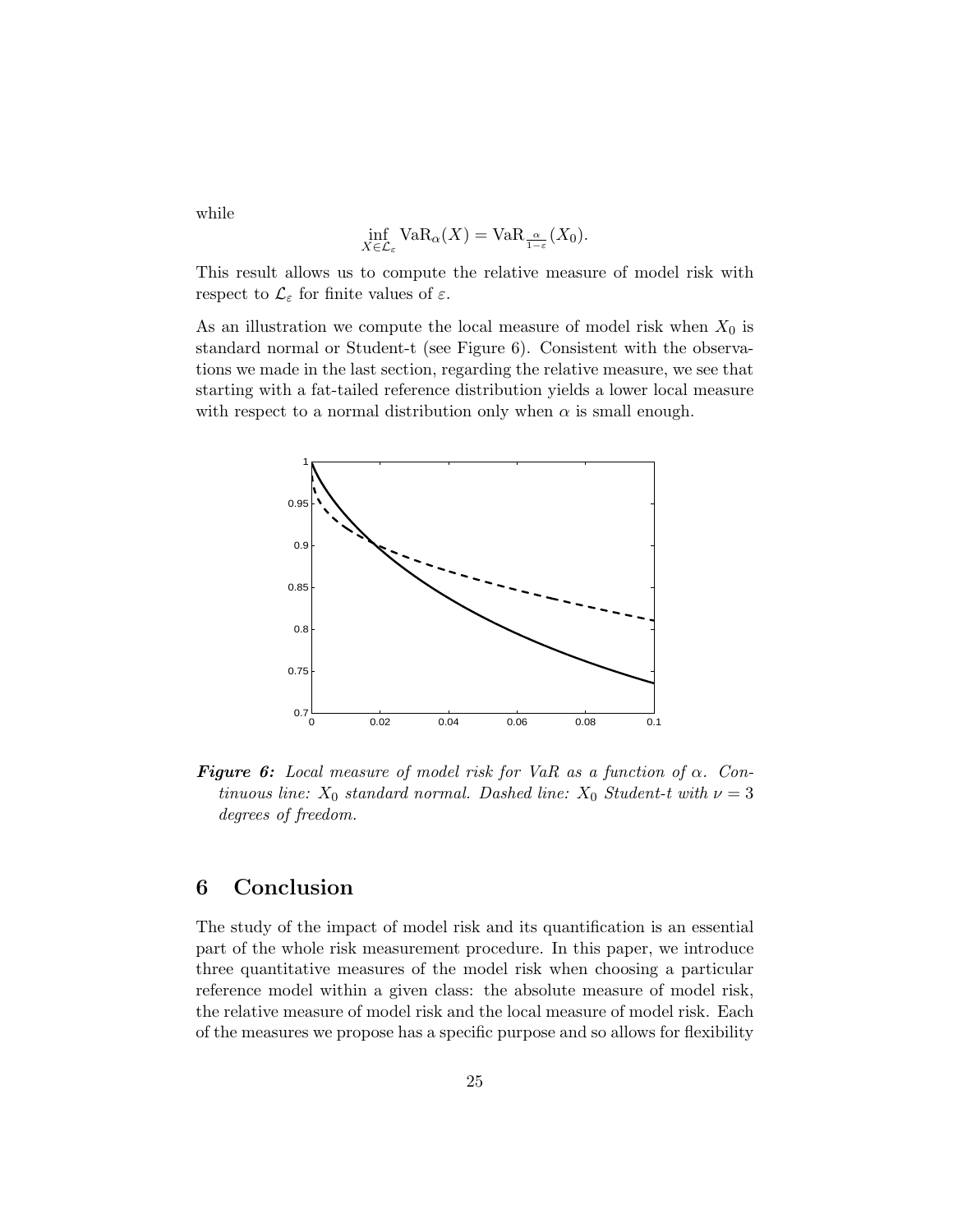while

$$\inf_{X \in \mathcal{L}_\varepsilon} \mathrm{VaR}_\alpha(X) = \mathrm{VaR}_{\frac{\alpha}{1-\varepsilon}}(X_0).$$

This result allows us to compute the relative measure of model risk with respect to $\mathcal{L}_\varepsilon$ for finite values of $\varepsilon$.

As an illustration we compute the local measure of model risk when $X_0$ is standard normal or Student-t (see Figure 6). Consistent with the observations we made in the last section, regarding the relative measure, we see that starting with a fat-tailed reference distribution yields a lower local measure with respect to a normal distribution only when $\alpha$ is small enough.

***Figure 6:*** *Local measure of model risk for VaR as a function of $\alpha$. Continuous line: $X_0$ standard normal. Dashed line: $X_0$ Student-t with $\nu = 3$ degrees of freedom.*

## 6 Conclusion

The study of the impact of model risk and its quantification is an essential part of the whole risk measurement procedure. In this paper, we introduce three quantitative measures of the model risk when choosing a particular reference model within a given class: the absolute measure of model risk, the relative measure of model risk and the local measure of model risk. Each of the measures we propose has a specific purpose and so allows for flexibility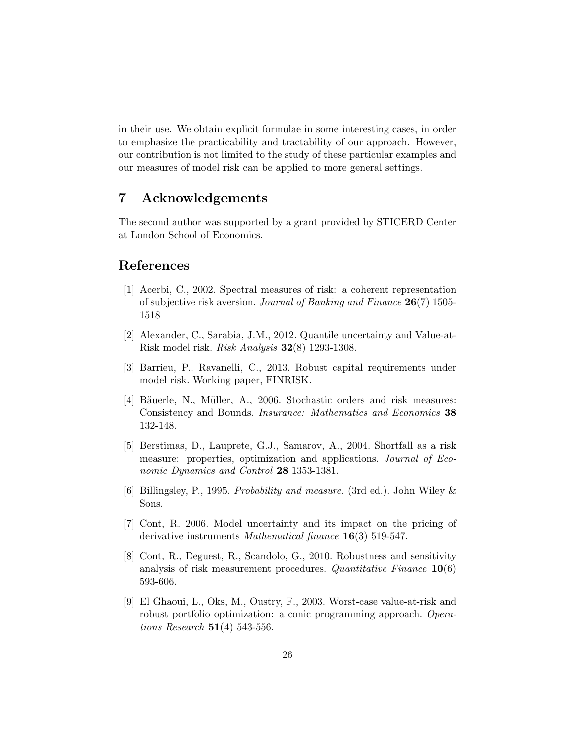in their use. We obtain explicit formulae in some interesting cases, in order to emphasize the practicability and tractability of our approach. However, our contribution is not limited to the study of these particular examples and our measures of model risk can be applied to more general settings.

## 7 Acknowledgements

The second author was supported by a grant provided by STICERD Center at London School of Economics.

## References

[1] Acerbi, C., 2002. Spectral measures of risk: a coherent representation of subjective risk aversion. *Journal of Banking and Finance* **26**(7) 1505-1518

[2] Alexander, C., Sarabia, J.M., 2012. Quantile uncertainty and Value-at-Risk model risk. *Risk Analysis* **32**(8) 1293-1308.

[3] Barrieu, P., Ravanelli, C., 2013. Robust capital requirements under model risk. Working paper, FINRISK.

[4] Bäuerle, N., Müller, A., 2006. Stochastic orders and risk measures: Consistency and Bounds. *Insurance: Mathematics and Economics* **38** 132-148.

[5] Berstimas, D., Lauprete, G.J., Samarov, A., 2004. Shortfall as a risk measure: properties, optimization and applications. *Journal of Economic Dynamics and Control* **28** 1353-1381.

[6] Billingsley, P., 1995. *Probability and measure.* (3rd ed.). John Wiley & Sons.

[7] Cont, R. 2006. Model uncertainty and its impact on the pricing of derivative instruments *Mathematical finance* **16**(3) 519-547.

[8] Cont, R., Deguest, R., Scandolo, G., 2010. Robustness and sensitivity analysis of risk measurement procedures. *Quantitative Finance* **10**(6) 593-606.

[9] El Ghaoui, L., Oks, M., Oustry, F., 2003. Worst-case value-at-risk and robust portfolio optimization: a conic programming approach. *Operations Research* **51**(4) 543-556.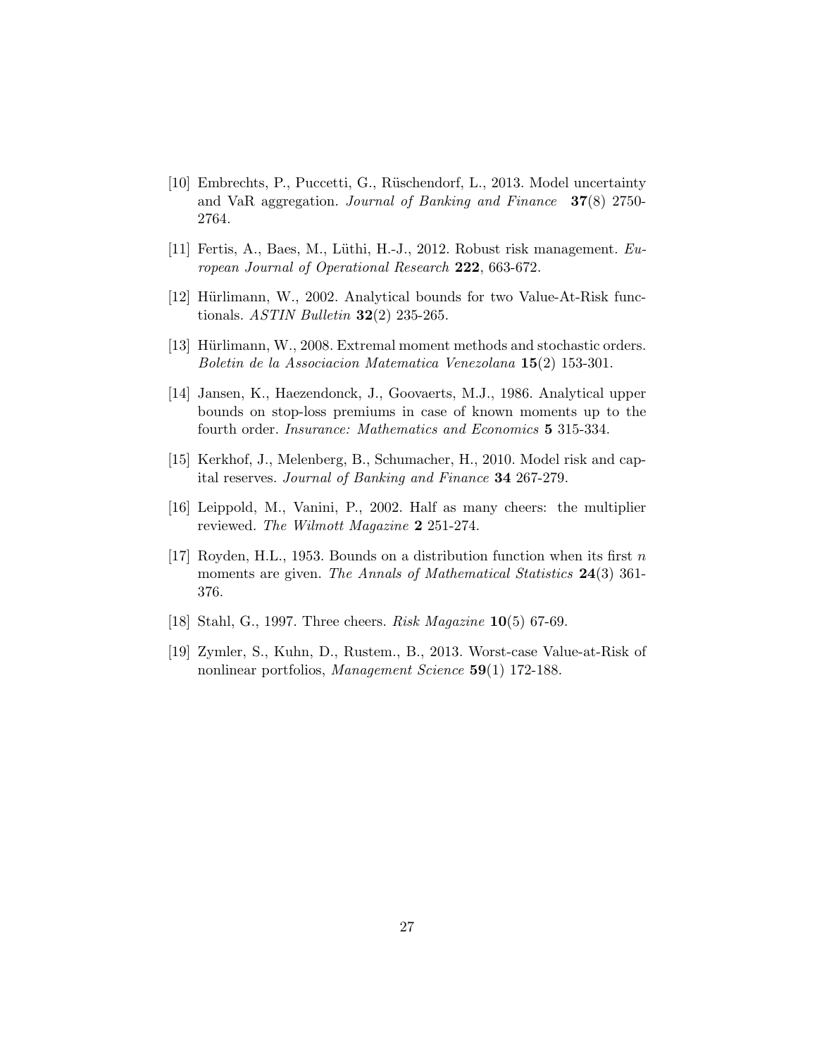[10] Embrechts, P., Puccetti, G., Rüschendorf, L., 2013. Model uncertainty and VaR aggregation. *Journal of Banking and Finance* **37**(8) 2750-2764.

[11] Fertis, A., Baes, M., Lüthi, H.-J., 2012. Robust risk management. *European Journal of Operational Research* **222**, 663-672.

[12] Hürlimann, W., 2002. Analytical bounds for two Value-At-Risk functionals. *ASTIN Bulletin* **32**(2) 235-265.

[13] Hürlimann, W., 2008. Extremal moment methods and stochastic orders. *Boletin de la Associacion Matematica Venezolana* **15**(2) 153-301.

[14] Jansen, K., Haezendonck, J., Goovaerts, M.J., 1986. Analytical upper bounds on stop-loss premiums in case of known moments up to the fourth order. *Insurance: Mathematics and Economics* **5** 315-334.

[15] Kerkhof, J., Melenberg, B., Schumacher, H., 2010. Model risk and capital reserves. *Journal of Banking and Finance* **34** 267-279.

[16] Leippold, M., Vanini, P., 2002. Half as many cheers: the multiplier reviewed. *The Wilmott Magazine* **2** 251-274.

[17] Royden, H.L., 1953. Bounds on a distribution function when its first $n$ moments are given. *The Annals of Mathematical Statistics* **24**(3) 361-376.

[18] Stahl, G., 1997. Three cheers. *Risk Magazine* **10**(5) 67-69.

[19] Zymler, S., Kuhn, D., Rustem., B., 2013. Worst-case Value-at-Risk of nonlinear portfolios, *Management Science* **59**(1) 172-188.